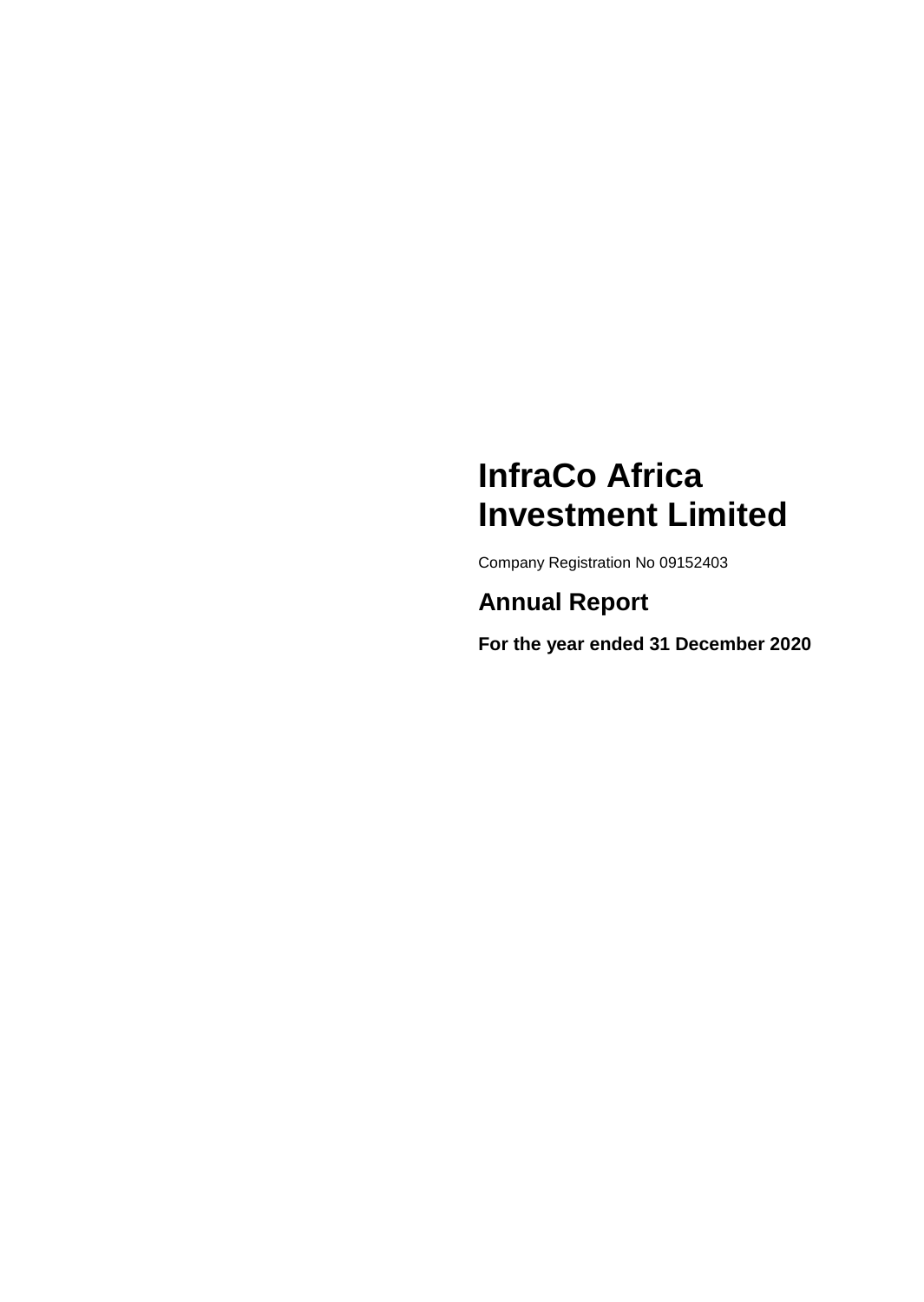# InfraCo Africa Investment Limited

Company Registration No 09152403

## Annual Report

**For the year ended 31 December 2020**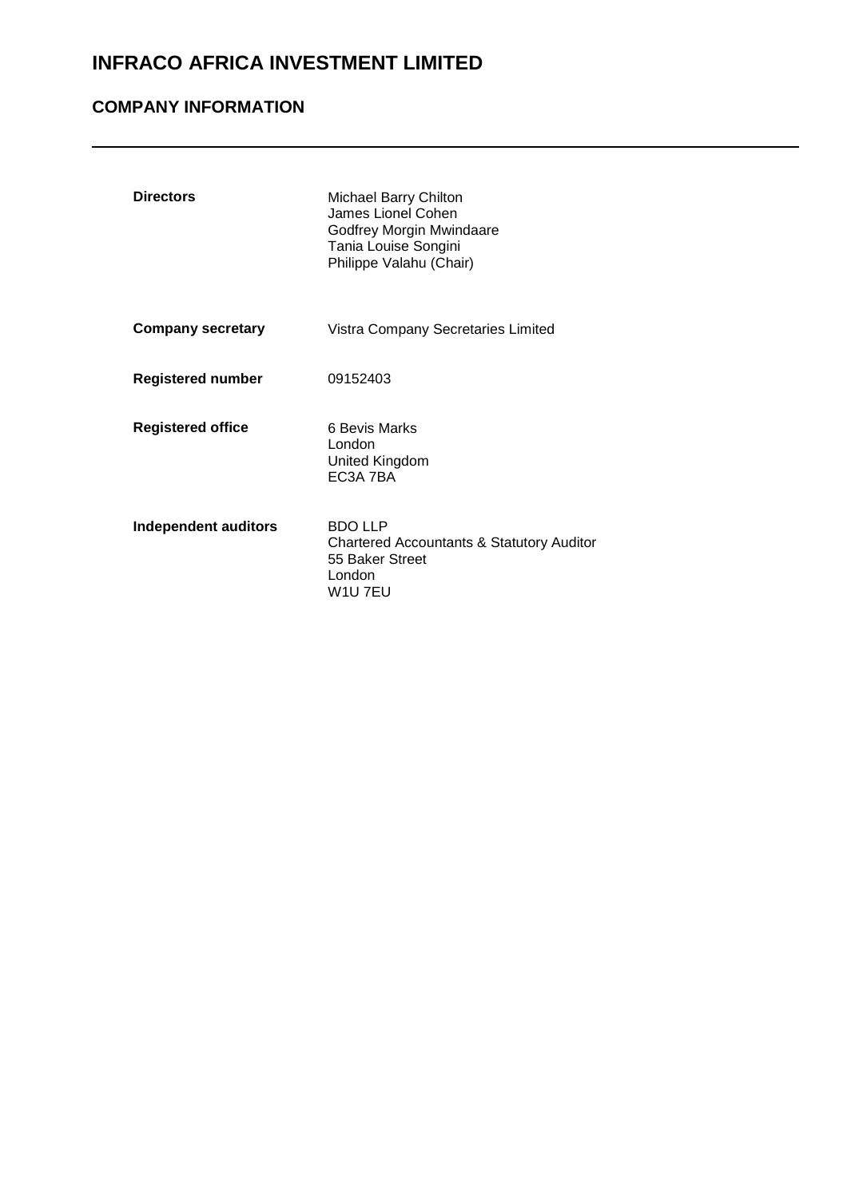# INFRACO AFRICA INVESTMENT LIMITED

## COMPANY INFORMATION

---

| | |
|---|---|
| **Directors** | Michael Barry Chilton<br>James Lionel Cohen<br>Godfrey Morgin Mwindaare<br>Tania Louise Songini<br>Philippe Valahu (Chair) |
| **Company secretary** | Vistra Company Secretaries Limited |
| **Registered number** | 09152403 |
| **Registered office** | 6 Bevis Marks<br>London<br>United Kingdom<br>EC3A 7BA |
| **Independent auditors** | BDO LLP<br>Chartered Accountants & Statutory Auditor<br>55 Baker Street<br>London<br>W1U 7EU |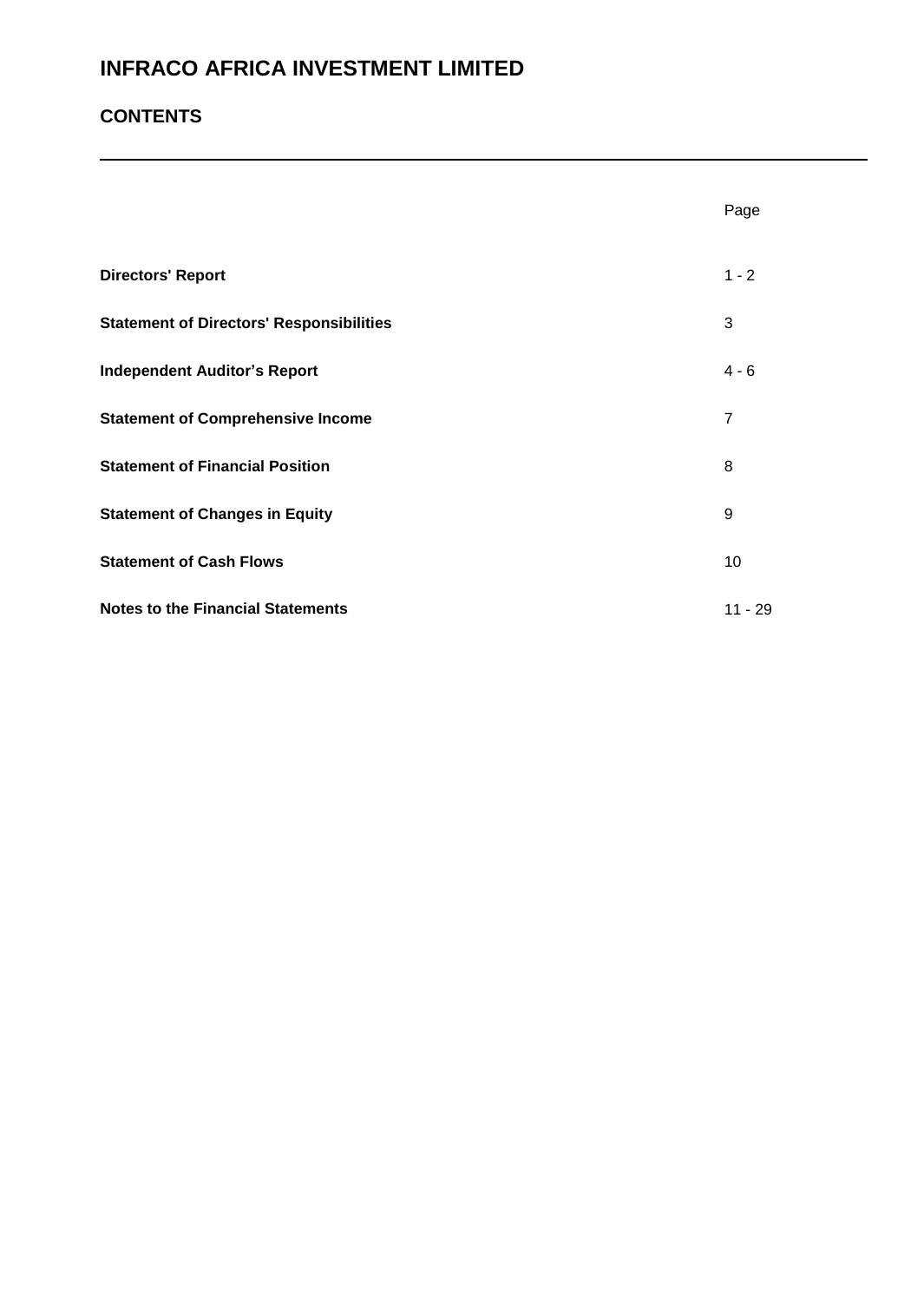# INFRACO AFRICA INVESTMENT LIMITED

## CONTENTS

| | Page |
|---|---|
| **Directors' Report** | 1 - 2 |
| **Statement of Directors' Responsibilities** | 3 |
| **Independent Auditor's Report** | 4 - 6 |
| **Statement of Comprehensive Income** | 7 |
| **Statement of Financial Position** | 8 |
| **Statement of Changes in Equity** | 9 |
| **Statement of Cash Flows** | 10 |
| **Notes to the Financial Statements** | 11 - 29 |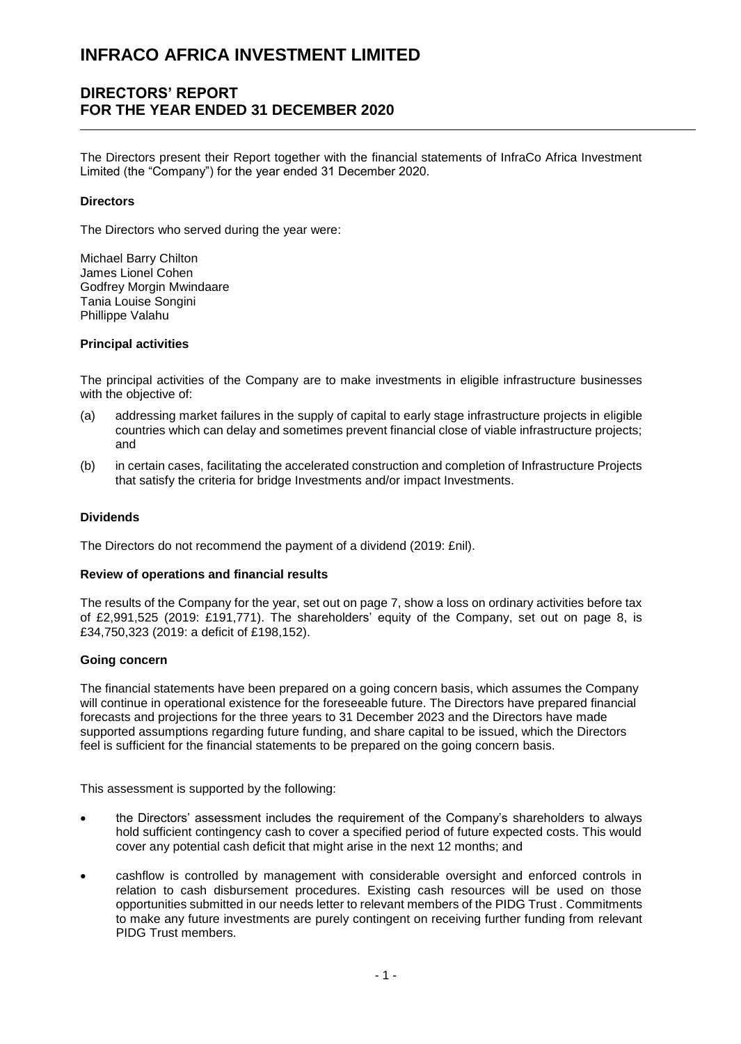# INFRACO AFRICA INVESTMENT LIMITED

## DIRECTORS' REPORT
## FOR THE YEAR ENDED 31 DECEMBER 2020

The Directors present their Report together with the financial statements of InfraCo Africa Investment Limited (the "Company") for the year ended 31 December 2020.

**Directors**

The Directors who served during the year were:

Michael Barry Chilton
James Lionel Cohen
Godfrey Morgin Mwindaare
Tania Louise Songini
Phillippe Valahu

**Principal activities**

The principal activities of the Company are to make investments in eligible infrastructure businesses with the objective of:

(a) addressing market failures in the supply of capital to early stage infrastructure projects in eligible countries which can delay and sometimes prevent financial close of viable infrastructure projects; and

(b) in certain cases, facilitating the accelerated construction and completion of Infrastructure Projects that satisfy the criteria for bridge Investments and/or impact Investments.

**Dividends**

The Directors do not recommend the payment of a dividend (2019: £nil).

**Review of operations and financial results**

The results of the Company for the year, set out on page 7, show a loss on ordinary activities before tax of £2,991,525 (2019: £191,771). The shareholders' equity of the Company, set out on page 8, is £34,750,323 (2019: a deficit of £198,152).

**Going concern**

The financial statements have been prepared on a going concern basis, which assumes the Company will continue in operational existence for the foreseeable future. The Directors have prepared financial forecasts and projections for the three years to 31 December 2023 and the Directors have made supported assumptions regarding future funding, and share capital to be issued, which the Directors feel is sufficient for the financial statements to be prepared on the going concern basis.

This assessment is supported by the following:

- the Directors' assessment includes the requirement of the Company's shareholders to always hold sufficient contingency cash to cover a specified period of future expected costs. This would cover any potential cash deficit that might arise in the next 12 months; and
- cashflow is controlled by management with considerable oversight and enforced controls in relation to cash disbursement procedures. Existing cash resources will be used on those opportunities submitted in our needs letter to relevant members of the PIDG Trust . Commitments to make any future investments are purely contingent on receiving further funding from relevant PIDG Trust members.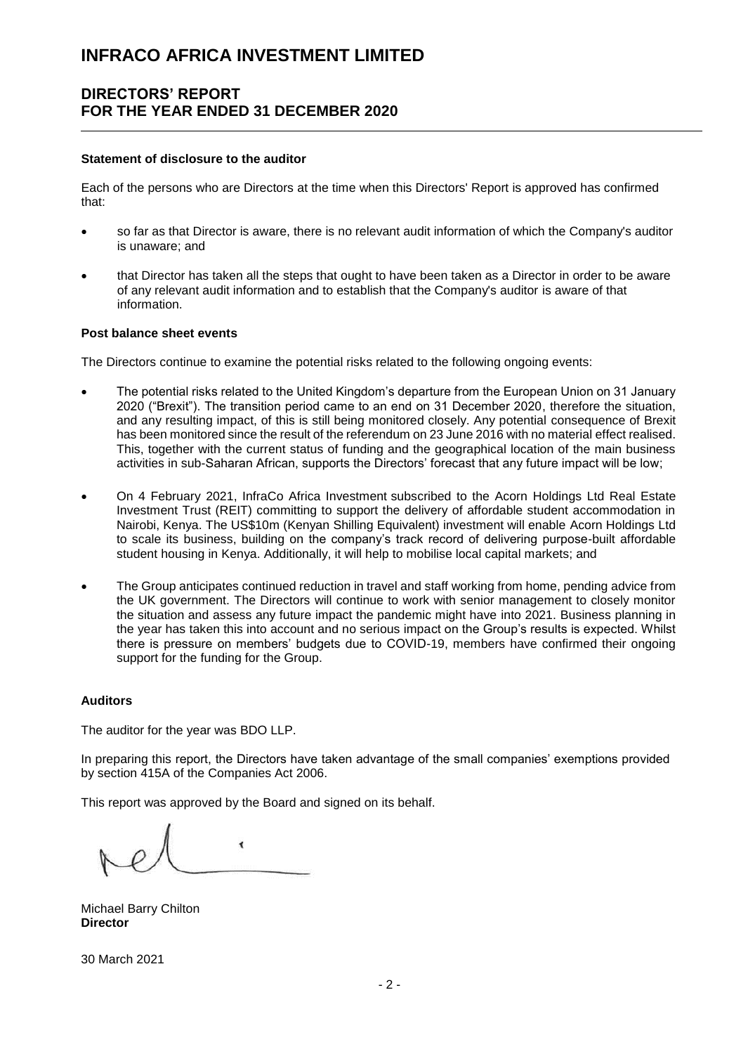# INFRACO AFRICA INVESTMENT LIMITED

## DIRECTORS' REPORT
## FOR THE YEAR ENDED 31 DECEMBER 2020

**Statement of disclosure to the auditor**

Each of the persons who are Directors at the time when this Directors' Report is approved has confirmed that:

- so far as that Director is aware, there is no relevant audit information of which the Company's auditor is unaware; and
- that Director has taken all the steps that ought to have been taken as a Director in order to be aware of any relevant audit information and to establish that the Company's auditor is aware of that information.

**Post balance sheet events**

The Directors continue to examine the potential risks related to the following ongoing events:

- The potential risks related to the United Kingdom's departure from the European Union on 31 January 2020 ("Brexit"). The transition period came to an end on 31 December 2020, therefore the situation, and any resulting impact, of this is still being monitored closely. Any potential consequence of Brexit has been monitored since the result of the referendum on 23 June 2016 with no material effect realised. This, together with the current status of funding and the geographical location of the main business activities in sub-Saharan African, supports the Directors' forecast that any future impact will be low;
- On 4 February 2021, InfraCo Africa Investment subscribed to the Acorn Holdings Ltd Real Estate Investment Trust (REIT) committing to support the delivery of affordable student accommodation in Nairobi, Kenya. The US$10m (Kenyan Shilling Equivalent) investment will enable Acorn Holdings Ltd to scale its business, building on the company's track record of delivering purpose-built affordable student housing in Kenya. Additionally, it will help to mobilise local capital markets; and
- The Group anticipates continued reduction in travel and staff working from home, pending advice from the UK government. The Directors will continue to work with senior management to closely monitor the situation and assess any future impact the pandemic might have into 2021. Business planning in the year has taken this into account and no serious impact on the Group's results is expected. Whilst there is pressure on members' budgets due to COVID-19, members have confirmed their ongoing support for the funding for the Group.

**Auditors**

The auditor for the year was BDO LLP.

In preparing this report, the Directors have taken advantage of the small companies' exemptions provided by section 415A of the Companies Act 2006.

This report was approved by the Board and signed on its behalf.

Michael Barry Chilton
**Director**

30 March 2021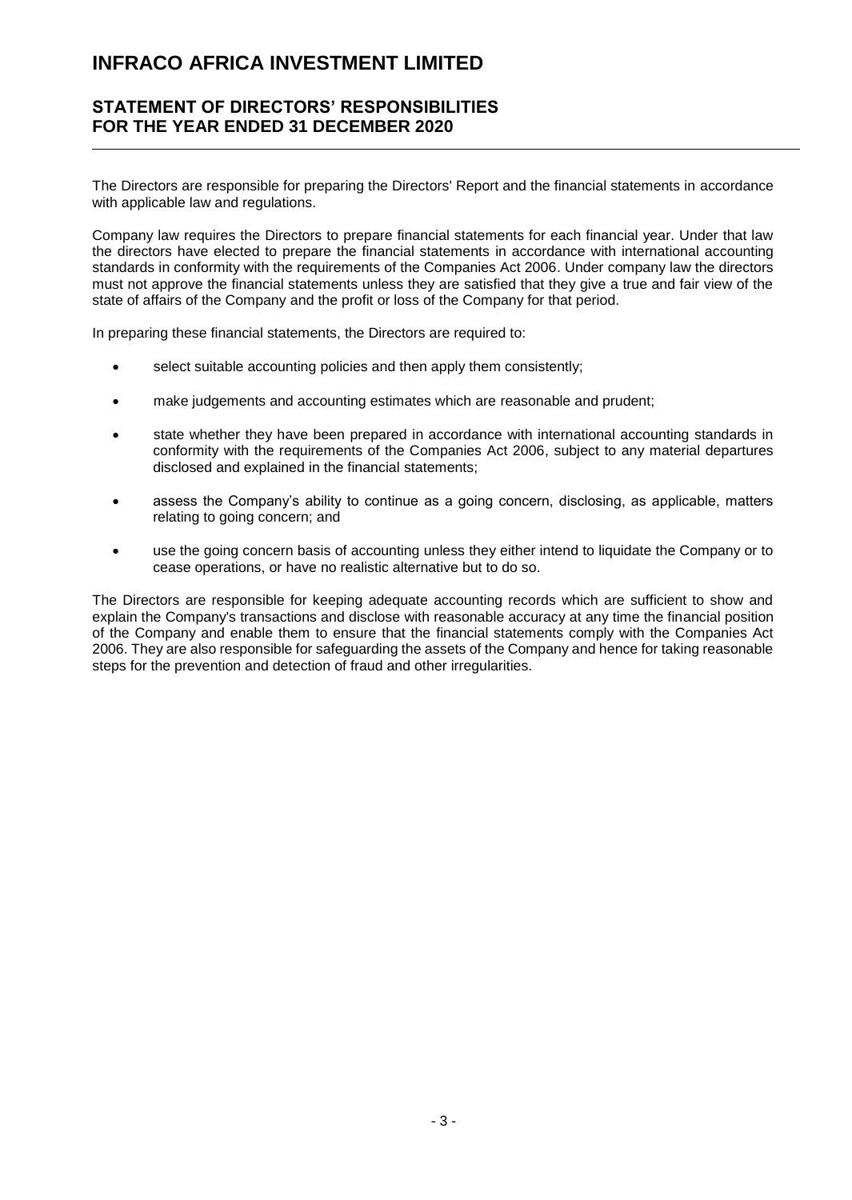# INFRACO AFRICA INVESTMENT LIMITED

## STATEMENT OF DIRECTORS' RESPONSIBILITIES
## FOR THE YEAR ENDED 31 DECEMBER 2020

The Directors are responsible for preparing the Directors' Report and the financial statements in accordance with applicable law and regulations.

Company law requires the Directors to prepare financial statements for each financial year. Under that law the directors have elected to prepare the financial statements in accordance with international accounting standards in conformity with the requirements of the Companies Act 2006. Under company law the directors must not approve the financial statements unless they are satisfied that they give a true and fair view of the state of affairs of the Company and the profit or loss of the Company for that period.

In preparing these financial statements, the Directors are required to:

- select suitable accounting policies and then apply them consistently;
- make judgements and accounting estimates which are reasonable and prudent;
- state whether they have been prepared in accordance with international accounting standards in conformity with the requirements of the Companies Act 2006, subject to any material departures disclosed and explained in the financial statements;
- assess the Company's ability to continue as a going concern, disclosing, as applicable, matters relating to going concern; and
- use the going concern basis of accounting unless they either intend to liquidate the Company or to cease operations, or have no realistic alternative but to do so.

The Directors are responsible for keeping adequate accounting records which are sufficient to show and explain the Company's transactions and disclose with reasonable accuracy at any time the financial position of the Company and enable them to ensure that the financial statements comply with the Companies Act 2006. They are also responsible for safeguarding the assets of the Company and hence for taking reasonable steps for the prevention and detection of fraud and other irregularities.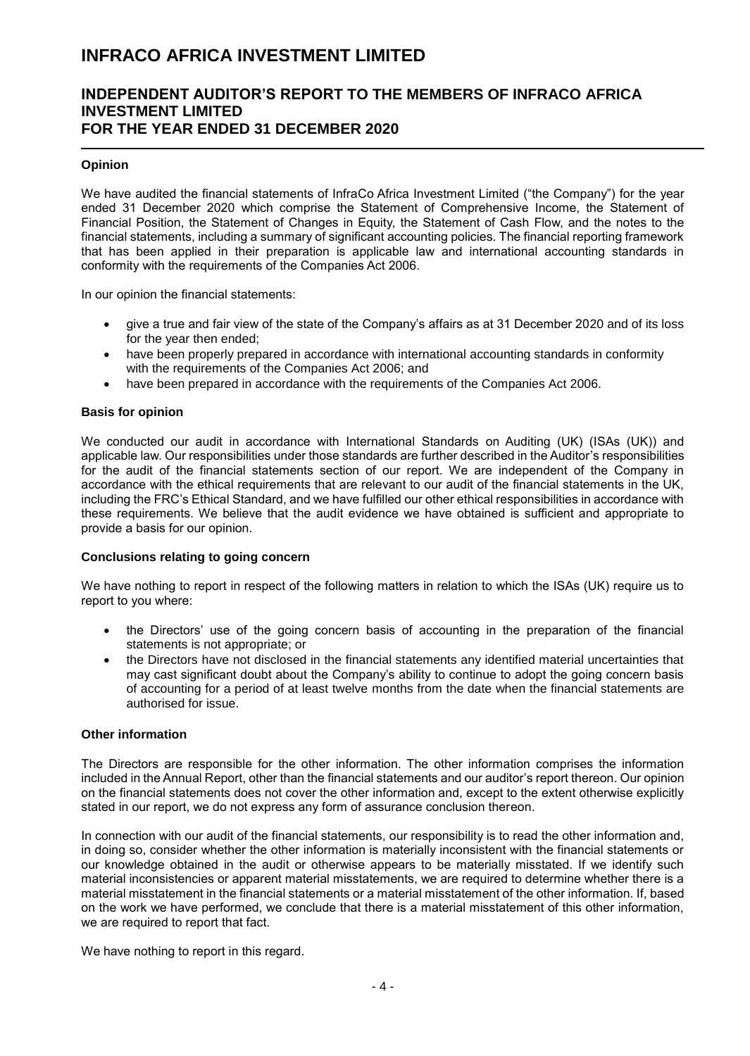# INFRACO AFRICA INVESTMENT LIMITED

## INDEPENDENT AUDITOR'S REPORT TO THE MEMBERS OF INFRACO AFRICA INVESTMENT LIMITED FOR THE YEAR ENDED 31 DECEMBER 2020

### Opinion

We have audited the financial statements of InfraCo Africa Investment Limited ("the Company") for the year ended 31 December 2020 which comprise the Statement of Comprehensive Income, the Statement of Financial Position, the Statement of Changes in Equity, the Statement of Cash Flow, and the notes to the financial statements, including a summary of significant accounting policies. The financial reporting framework that has been applied in their preparation is applicable law and international accounting standards in conformity with the requirements of the Companies Act 2006.

In our opinion the financial statements:

- give a true and fair view of the state of the Company's affairs as at 31 December 2020 and of its loss for the year then ended;
- have been properly prepared in accordance with international accounting standards in conformity with the requirements of the Companies Act 2006; and
- have been prepared in accordance with the requirements of the Companies Act 2006.

### Basis for opinion

We conducted our audit in accordance with International Standards on Auditing (UK) (ISAs (UK)) and applicable law. Our responsibilities under those standards are further described in the Auditor's responsibilities for the audit of the financial statements section of our report. We are independent of the Company in accordance with the ethical requirements that are relevant to our audit of the financial statements in the UK, including the FRC's Ethical Standard, and we have fulfilled our other ethical responsibilities in accordance with these requirements. We believe that the audit evidence we have obtained is sufficient and appropriate to provide a basis for our opinion.

### Conclusions relating to going concern

We have nothing to report in respect of the following matters in relation to which the ISAs (UK) require us to report to you where:

- the Directors' use of the going concern basis of accounting in the preparation of the financial statements is not appropriate; or
- the Directors have not disclosed in the financial statements any identified material uncertainties that may cast significant doubt about the Company's ability to continue to adopt the going concern basis of accounting for a period of at least twelve months from the date when the financial statements are authorised for issue.

### Other information

The Directors are responsible for the other information. The other information comprises the information included in the Annual Report, other than the financial statements and our auditor's report thereon. Our opinion on the financial statements does not cover the other information and, except to the extent otherwise explicitly stated in our report, we do not express any form of assurance conclusion thereon.

In connection with our audit of the financial statements, our responsibility is to read the other information and, in doing so, consider whether the other information is materially inconsistent with the financial statements or our knowledge obtained in the audit or otherwise appears to be materially misstated. If we identify such material inconsistencies or apparent material misstatements, we are required to determine whether there is a material misstatement in the financial statements or a material misstatement of the other information. If, based on the work we have performed, we conclude that there is a material misstatement of this other information, we are required to report that fact.

We have nothing to report in this regard.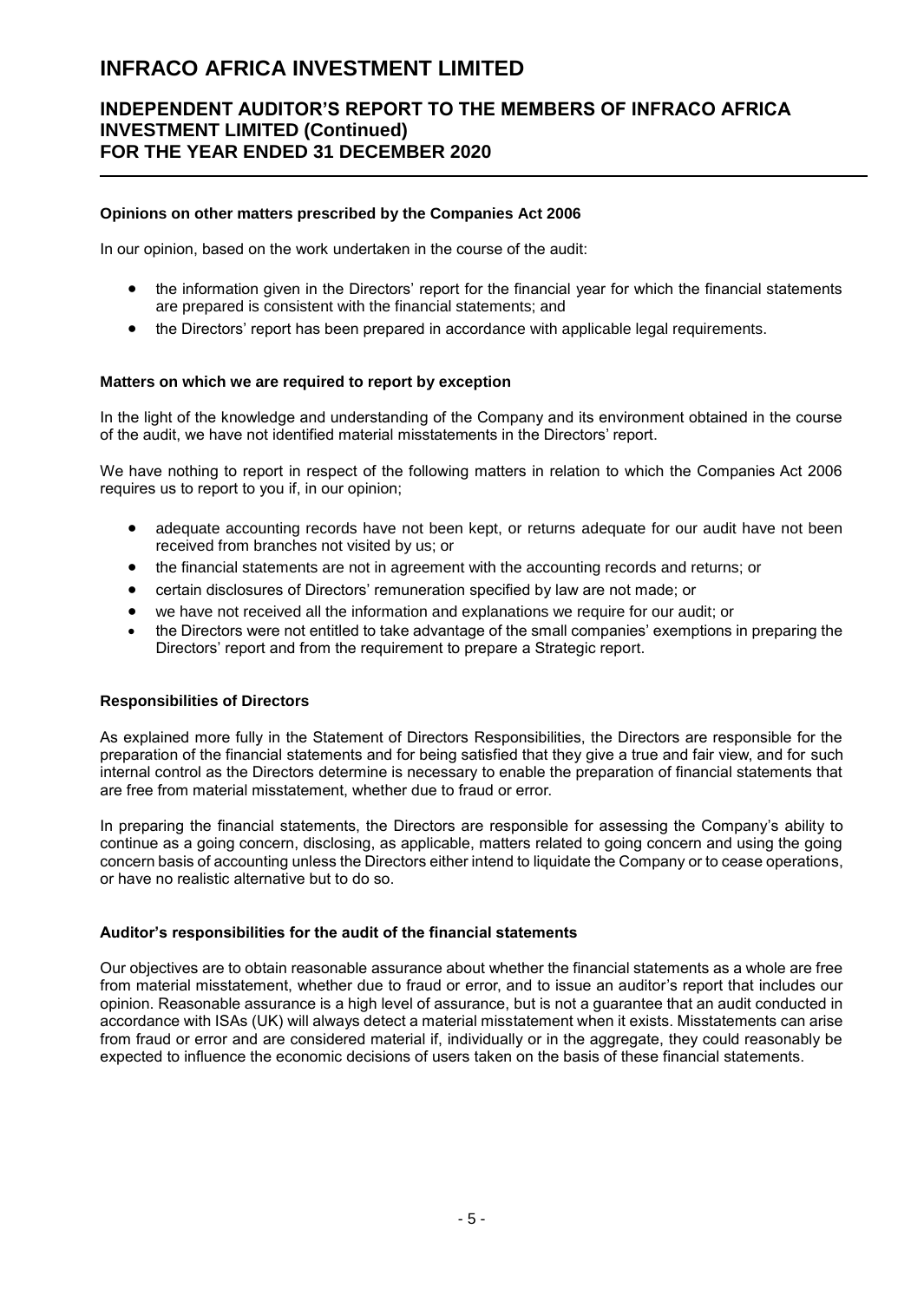**Opinions on other matters prescribed by the Companies Act 2006**

In our opinion, based on the work undertaken in the course of the audit:

- the information given in the Directors' report for the financial year for which the financial statements are prepared is consistent with the financial statements; and
- the Directors' report has been prepared in accordance with applicable legal requirements.

**Matters on which we are required to report by exception**

In the light of the knowledge and understanding of the Company and its environment obtained in the course of the audit, we have not identified material misstatements in the Directors' report.

We have nothing to report in respect of the following matters in relation to which the Companies Act 2006 requires us to report to you if, in our opinion;

- adequate accounting records have not been kept, or returns adequate for our audit have not been received from branches not visited by us; or
- the financial statements are not in agreement with the accounting records and returns; or
- certain disclosures of Directors' remuneration specified by law are not made; or
- we have not received all the information and explanations we require for our audit; or
- the Directors were not entitled to take advantage of the small companies' exemptions in preparing the Directors' report and from the requirement to prepare a Strategic report.

**Responsibilities of Directors**

As explained more fully in the Statement of Directors Responsibilities, the Directors are responsible for the preparation of the financial statements and for being satisfied that they give a true and fair view, and for such internal control as the Directors determine is necessary to enable the preparation of financial statements that are free from material misstatement, whether due to fraud or error.

In preparing the financial statements, the Directors are responsible for assessing the Company's ability to continue as a going concern, disclosing, as applicable, matters related to going concern and using the going concern basis of accounting unless the Directors either intend to liquidate the Company or to cease operations, or have no realistic alternative but to do so.

**Auditor's responsibilities for the audit of the financial statements**

Our objectives are to obtain reasonable assurance about whether the financial statements as a whole are free from material misstatement, whether due to fraud or error, and to issue an auditor's report that includes our opinion. Reasonable assurance is a high level of assurance, but is not a guarantee that an audit conducted in accordance with ISAs (UK) will always detect a material misstatement when it exists. Misstatements can arise from fraud or error and are considered material if, individually or in the aggregate, they could reasonably be expected to influence the economic decisions of users taken on the basis of these financial statements.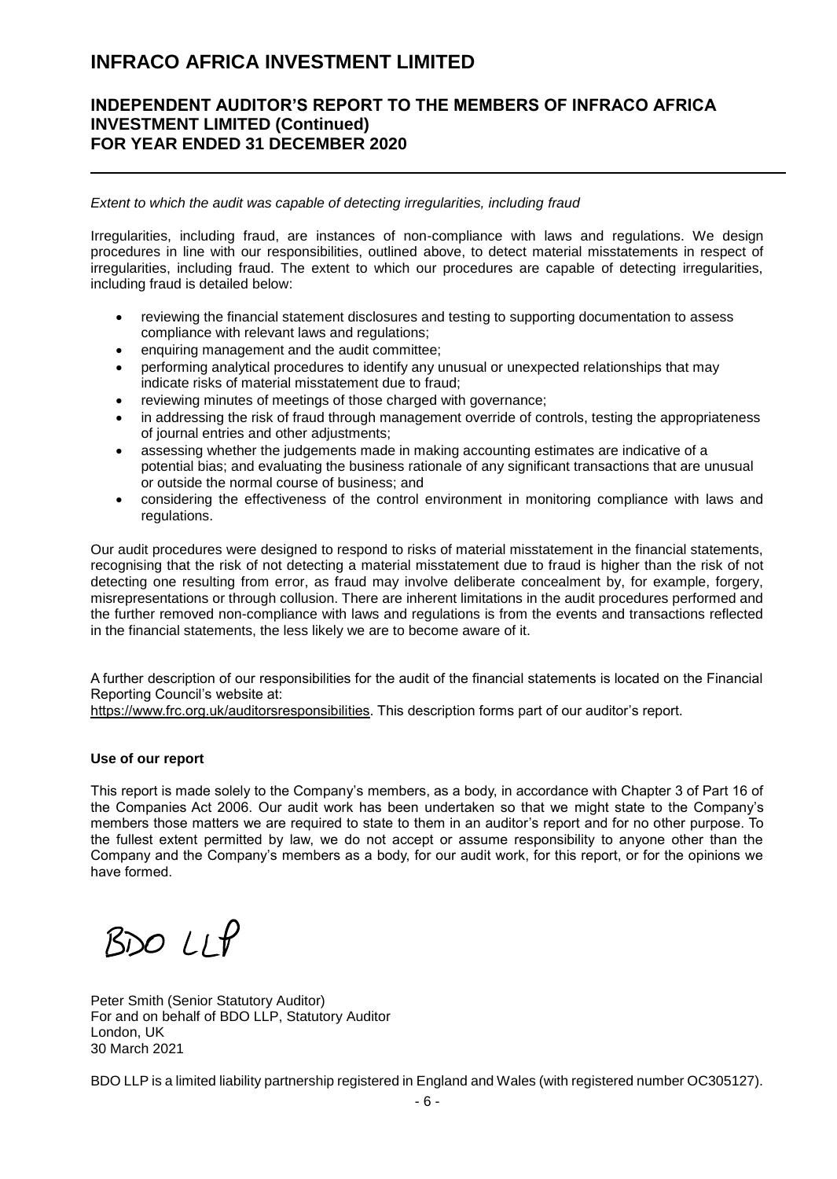*Extent to which the audit was capable of detecting irregularities, including fraud*

Irregularities, including fraud, are instances of non-compliance with laws and regulations. We design procedures in line with our responsibilities, outlined above, to detect material misstatements in respect of irregularities, including fraud. The extent to which our procedures are capable of detecting irregularities, including fraud is detailed below:

- reviewing the financial statement disclosures and testing to supporting documentation to assess compliance with relevant laws and regulations;
- enquiring management and the audit committee;
- performing analytical procedures to identify any unusual or unexpected relationships that may indicate risks of material misstatement due to fraud;
- reviewing minutes of meetings of those charged with governance;
- in addressing the risk of fraud through management override of controls, testing the appropriateness of journal entries and other adjustments;
- assessing whether the judgements made in making accounting estimates are indicative of a potential bias; and evaluating the business rationale of any significant transactions that are unusual or outside the normal course of business; and
- considering the effectiveness of the control environment in monitoring compliance with laws and regulations.

Our audit procedures were designed to respond to risks of material misstatement in the financial statements, recognising that the risk of not detecting a material misstatement due to fraud is higher than the risk of not detecting one resulting from error, as fraud may involve deliberate concealment by, for example, forgery, misrepresentations or through collusion. There are inherent limitations in the audit procedures performed and the further removed non-compliance with laws and regulations is from the events and transactions reflected in the financial statements, the less likely we are to become aware of it.

A further description of our responsibilities for the audit of the financial statements is located on the Financial Reporting Council's website at:
https://www.frc.org.uk/auditorsresponsibilities. This description forms part of our auditor's report.

**Use of our report**

This report is made solely to the Company's members, as a body, in accordance with Chapter 3 of Part 16 of the Companies Act 2006. Our audit work has been undertaken so that we might state to the Company's members those matters we are required to state to them in an auditor's report and for no other purpose. To the fullest extent permitted by law, we do not accept or assume responsibility to anyone other than the Company and the Company's members as a body, for our audit work, for this report, or for the opinions we have formed.

BDO LLP

Peter Smith (Senior Statutory Auditor)
For and on behalf of BDO LLP, Statutory Auditor
London, UK
30 March 2021

BDO LLP is a limited liability partnership registered in England and Wales (with registered number OC305127).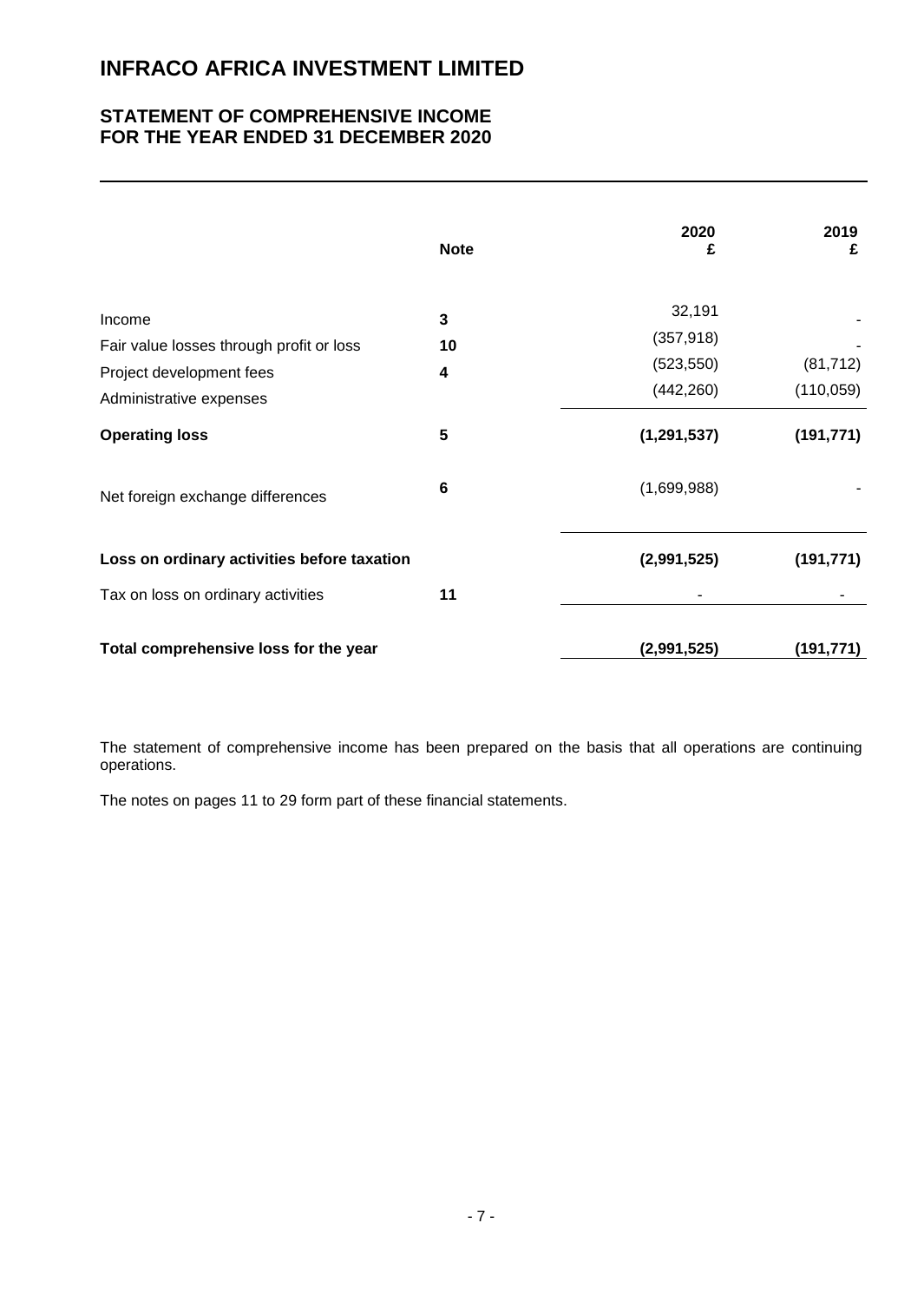# INFRACO AFRICA INVESTMENT LIMITED

## STATEMENT OF COMPREHENSIVE INCOME FOR THE YEAR ENDED 31 DECEMBER 2020

| | Note | 2020 £ | 2019 £ |
|---|---|---|---|
| Income | 3 | 32,191 | - |
| Fair value losses through profit or loss | 10 | (357,918) | - |
| Project development fees | 4 | (523,550) | (81,712) |
| Administrative expenses | | (442,260) | (110,059) |
| **Operating loss** | 5 | **(1,291,537)** | **(191,771)** |
| Net foreign exchange differences | 6 | (1,699,988) | - |
| **Loss on ordinary activities before taxation** | | **(2,991,525)** | **(191,771)** |
| Tax on loss on ordinary activities | 11 | - | - |
| **Total comprehensive loss for the year** | | **(2,991,525)** | **(191,771)** |

The statement of comprehensive income has been prepared on the basis that all operations are continuing operations.

The notes on pages 11 to 29 form part of these financial statements.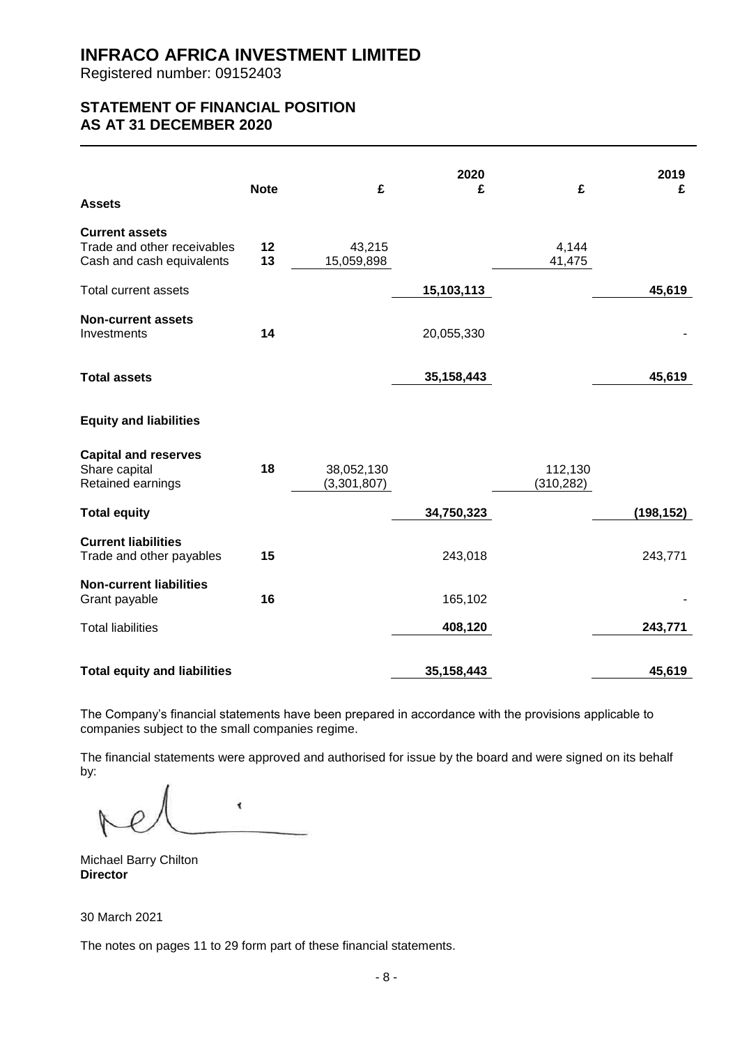# INFRACO AFRICA INVESTMENT LIMITED

Registered number: 09152403

## STATEMENT OF FINANCIAL POSITION
## AS AT 31 DECEMBER 2020

| | Note | £ | 2020 £ | £ | 2019 £ |
|---|---|---|---|---|---|
| **Assets** | | | | | |
| **Current assets** | | | | | |
| Trade and other receivables | 12 | 43,215 | | 4,144 | |
| Cash and cash equivalents | 13 | 15,059,898 | | 41,475 | |
| Total current assets | | | **15,103,113** | | **45,619** |
| **Non-current assets** | | | | | |
| Investments | 14 | | 20,055,330 | | - |
| **Total assets** | | | **35,158,443** | | **45,619** |
| **Equity and liabilities** | | | | | |
| **Capital and reserves** | | | | | |
| Share capital | 18 | 38,052,130 | | 112,130 | |
| Retained earnings | | (3,301,807) | | (310,282) | |
| **Total equity** | | | **34,750,323** | | **(198,152)** |
| **Current liabilities** | | | | | |
| Trade and other payables | 15 | | 243,018 | | 243,771 |
| **Non-current liabilities** | | | | | |
| Grant payable | 16 | | 165,102 | | - |
| Total liabilities | | | **408,120** | | **243,771** |
| **Total equity and liabilities** | | | **35,158,443** | | **45,619** |

The Company's financial statements have been prepared in accordance with the provisions applicable to companies subject to the small companies regime.

The financial statements were approved and authorised for issue by the board and were signed on its behalf by:

Michael Barry Chilton
**Director**

30 March 2021

The notes on pages 11 to 29 form part of these financial statements.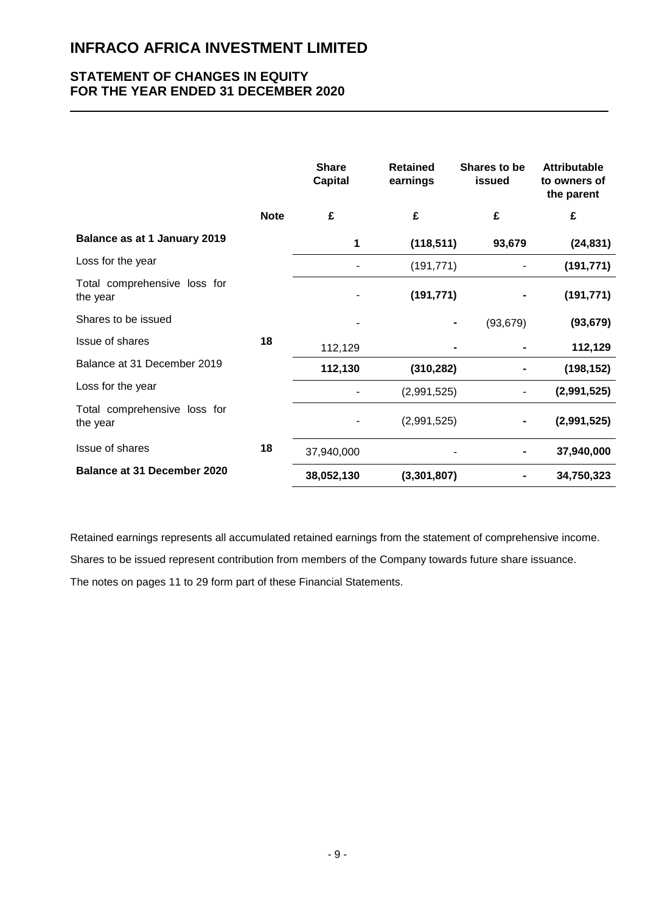# INFRACO AFRICA INVESTMENT LIMITED

## STATEMENT OF CHANGES IN EQUITY
## FOR THE YEAR ENDED 31 DECEMBER 2020

| | Note | Share Capital | Retained earnings | Shares to be issued | Attributable to owners of the parent |
|---|---|---|---|---|---|
| | | £ | £ | £ | £ |
| **Balance as at 1 January 2019** | | **1** | **(118,511)** | **93,679** | **(24,831)** |
| Loss for the year | | - | (191,771) | - | **(191,771)** |
| Total comprehensive loss for the year | | - | **(191,771)** | **-** | **(191,771)** |
| Shares to be issued | | - | **-** | (93,679) | **(93,679)** |
| Issue of shares | **18** | 112,129 | **-** | **-** | **112,129** |
| Balance at 31 December 2019 | | **112,130** | **(310,282)** | **-** | **(198,152)** |
| Loss for the year | | - | (2,991,525) | - | **(2,991,525)** |
| Total comprehensive loss for the year | | - | (2,991,525) | **-** | **(2,991,525)** |
| Issue of shares | **18** | 37,940,000 | - | **-** | **37,940,000** |
| **Balance at 31 December 2020** | | **38,052,130** | **(3,301,807)** | **-** | **34,750,323** |

Retained earnings represents all accumulated retained earnings from the statement of comprehensive income.

Shares to be issued represent contribution from members of the Company towards future share issuance.

The notes on pages 11 to 29 form part of these Financial Statements.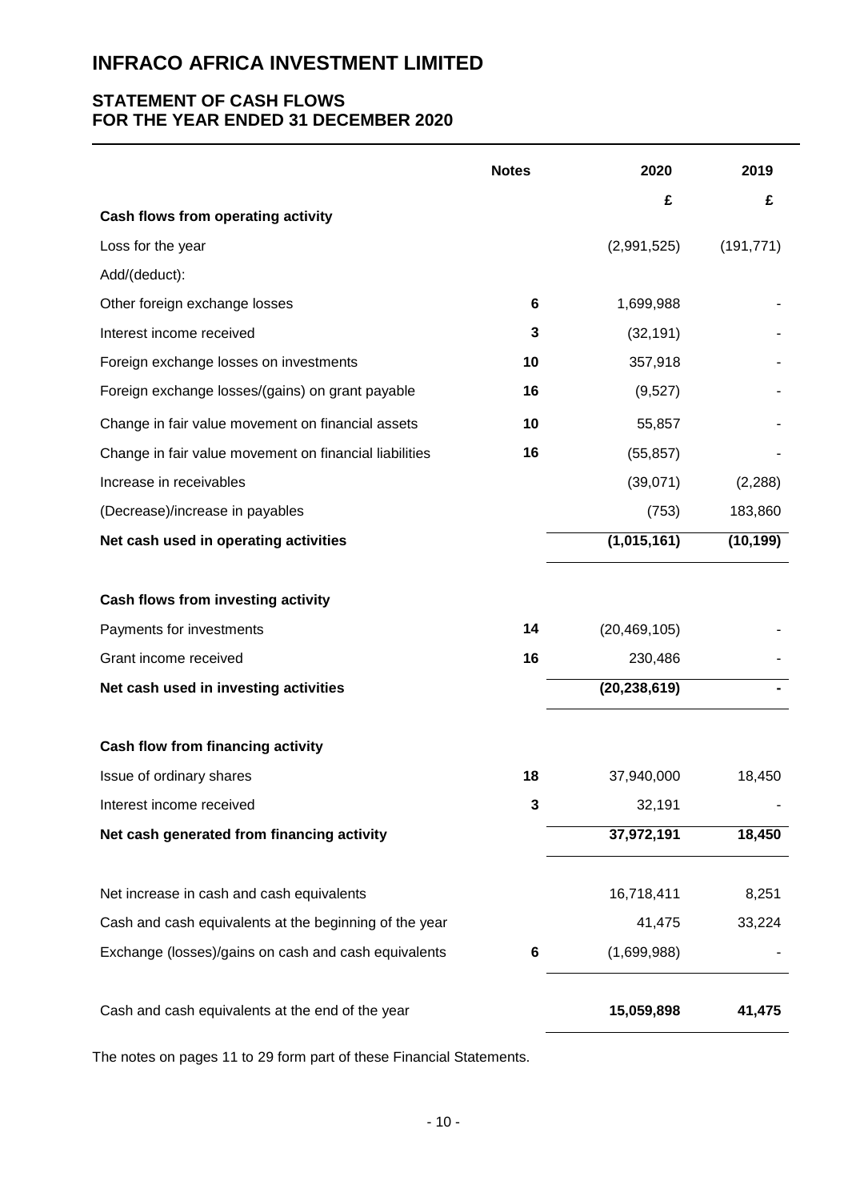# INFRACO AFRICA INVESTMENT LIMITED

## STATEMENT OF CASH FLOWS
## FOR THE YEAR ENDED 31 DECEMBER 2020

| | Notes | 2020 | 2019 |
|---|---|---|---|
| | | £ | £ |
| **Cash flows from operating activity** | | | |
| Loss for the year | | (2,991,525) | (191,771) |
| Add/(deduct): | | | |
| Other foreign exchange losses | 6 | 1,699,988 | - |
| Interest income received | 3 | (32,191) | - |
| Foreign exchange losses on investments | 10 | 357,918 | - |
| Foreign exchange losses/(gains) on grant payable | 16 | (9,527) | - |
| Change in fair value movement on financial assets | 10 | 55,857 | - |
| Change in fair value movement on financial liabilities | 16 | (55,857) | - |
| Increase in receivables | | (39,071) | (2,288) |
| (Decrease)/increase in payables | | (753) | 183,860 |
| **Net cash used in operating activities** | | **(1,015,161)** | **(10,199)** |
| | | | |
| **Cash flows from investing activity** | | | |
| Payments for investments | 14 | (20,469,105) | - |
| Grant income received | 16 | 230,486 | - |
| **Net cash used in investing activities** | | **(20,238,619)** | **-** |
| | | | |
| **Cash flow from financing activity** | | | |
| Issue of ordinary shares | 18 | 37,940,000 | 18,450 |
| Interest income received | 3 | 32,191 | - |
| **Net cash generated from financing activity** | | **37,972,191** | **18,450** |
| | | | |
| Net increase in cash and cash equivalents | | 16,718,411 | 8,251 |
| Cash and cash equivalents at the beginning of the year | | 41,475 | 33,224 |
| Exchange (losses)/gains on cash and cash equivalents | 6 | (1,699,988) | - |
| | | | |
| Cash and cash equivalents at the end of the year | | **15,059,898** | **41,475** |

The notes on pages 11 to 29 form part of these Financial Statements.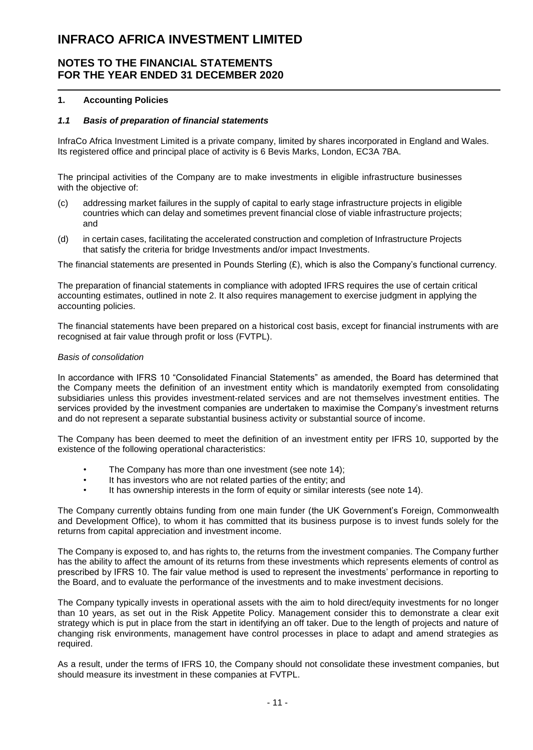# INFRACO AFRICA INVESTMENT LIMITED

## NOTES TO THE FINANCIAL STATEMENTS FOR THE YEAR ENDED 31 DECEMBER 2020

### 1. Accounting Policies

#### *1.1 Basis of preparation of financial statements*

InfraCo Africa Investment Limited is a private company, limited by shares incorporated in England and Wales. Its registered office and principal place of activity is 6 Bevis Marks, London, EC3A 7BA.

The principal activities of the Company are to make investments in eligible infrastructure businesses with the objective of:

(c) addressing market failures in the supply of capital to early stage infrastructure projects in eligible countries which can delay and sometimes prevent financial close of viable infrastructure projects; and

(d) in certain cases, facilitating the accelerated construction and completion of Infrastructure Projects that satisfy the criteria for bridge Investments and/or impact Investments.

The financial statements are presented in Pounds Sterling (£), which is also the Company's functional currency.

The preparation of financial statements in compliance with adopted IFRS requires the use of certain critical accounting estimates, outlined in note 2. It also requires management to exercise judgment in applying the accounting policies.

The financial statements have been prepared on a historical cost basis, except for financial instruments with are recognised at fair value through profit or loss (FVTPL).

*Basis of consolidation*

In accordance with IFRS 10 "Consolidated Financial Statements" as amended, the Board has determined that the Company meets the definition of an investment entity which is mandatorily exempted from consolidating subsidiaries unless this provides investment-related services and are not themselves investment entities. The services provided by the investment companies are undertaken to maximise the Company's investment returns and do not represent a separate substantial business activity or substantial source of income.

The Company has been deemed to meet the definition of an investment entity per IFRS 10, supported by the existence of the following operational characteristics:

- The Company has more than one investment (see note 14);
- It has investors who are not related parties of the entity; and
- It has ownership interests in the form of equity or similar interests (see note 14).

The Company currently obtains funding from one main funder (the UK Government's Foreign, Commonwealth and Development Office), to whom it has committed that its business purpose is to invest funds solely for the returns from capital appreciation and investment income.

The Company is exposed to, and has rights to, the returns from the investment companies. The Company further has the ability to affect the amount of its returns from these investments which represents elements of control as prescribed by IFRS 10. The fair value method is used to represent the investments' performance in reporting to the Board, and to evaluate the performance of the investments and to make investment decisions.

The Company typically invests in operational assets with the aim to hold direct/equity investments for no longer than 10 years, as set out in the Risk Appetite Policy. Management consider this to demonstrate a clear exit strategy which is put in place from the start in identifying an off taker. Due to the length of projects and nature of changing risk environments, management have control processes in place to adapt and amend strategies as required.

As a result, under the terms of IFRS 10, the Company should not consolidate these investment companies, but should measure its investment in these companies at FVTPL.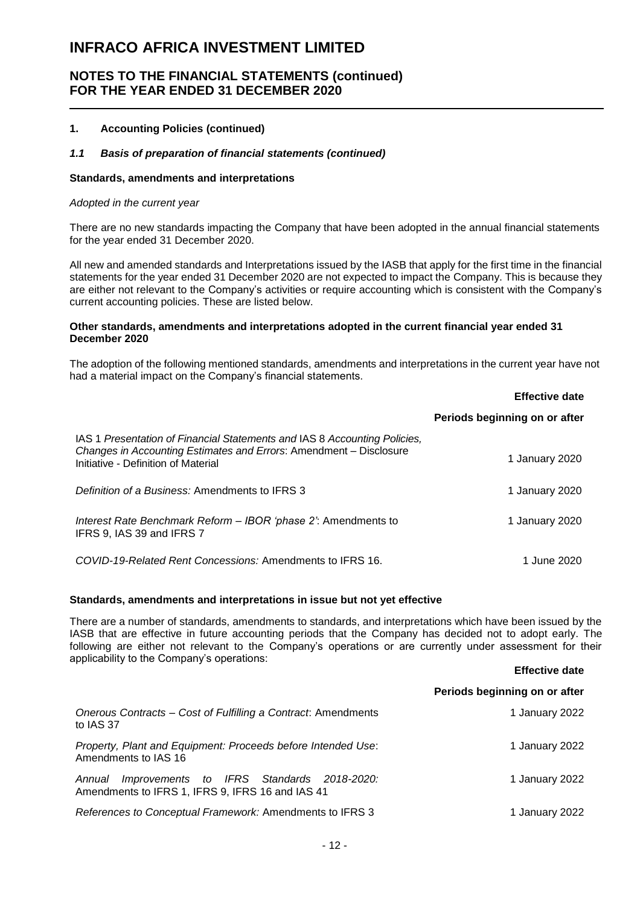# INFRACO AFRICA INVESTMENT LIMITED

## NOTES TO THE FINANCIAL STATEMENTS (continued)
## FOR THE YEAR ENDED 31 DECEMBER 2020

### 1. Accounting Policies (continued)

#### *1.1 Basis of preparation of financial statements (continued)*

**Standards, amendments and interpretations**

*Adopted in the current year*

There are no new standards impacting the Company that have been adopted in the annual financial statements for the year ended 31 December 2020.

All new and amended standards and Interpretations issued by the IASB that apply for the first time in the financial statements for the year ended 31 December 2020 are not expected to impact the Company. This is because they are either not relevant to the Company's activities or require accounting which is consistent with the Company's current accounting policies. These are listed below.

**Other standards, amendments and interpretations adopted in the current financial year ended 31 December 2020**

The adoption of the following mentioned standards, amendments and interpretations in the current year have not had a material impact on the Company's financial statements.

| | **Effective date** |
|---|---|
| | **Periods beginning on or after** |
| IAS 1 *Presentation of Financial Statements and* IAS 8 *Accounting Policies, Changes in Accounting Estimates and Errors*: Amendment – Disclosure Initiative - Definition of Material | 1 January 2020 |
| *Definition of a Business:* Amendments to IFRS 3 | 1 January 2020 |
| *Interest Rate Benchmark Reform – IBOR 'phase 2'*: Amendments to IFRS 9, IAS 39 and IFRS 7 | 1 January 2020 |
| *COVID-19-Related Rent Concessions:* Amendments to IFRS 16. | 1 June 2020 |

**Standards, amendments and interpretations in issue but not yet effective**

There are a number of standards, amendments to standards, and interpretations which have been issued by the IASB that are effective in future accounting periods that the Company has decided not to adopt early. The following are either not relevant to the Company's operations or are currently under assessment for their applicability to the Company's operations:

| | **Effective date** |
|---|---|
| | **Periods beginning on or after** |
| *Onerous Contracts – Cost of Fulfilling a Contract*: Amendments to IAS 37 | 1 January 2022 |
| *Property, Plant and Equipment: Proceeds before Intended Use*: Amendments to IAS 16 | 1 January 2022 |
| *Annual Improvements to IFRS Standards 2018-2020:* Amendments to IFRS 1, IFRS 9, IFRS 16 and IAS 41 | 1 January 2022 |
| *References to Conceptual Framework:* Amendments to IFRS 3 | 1 January 2022 |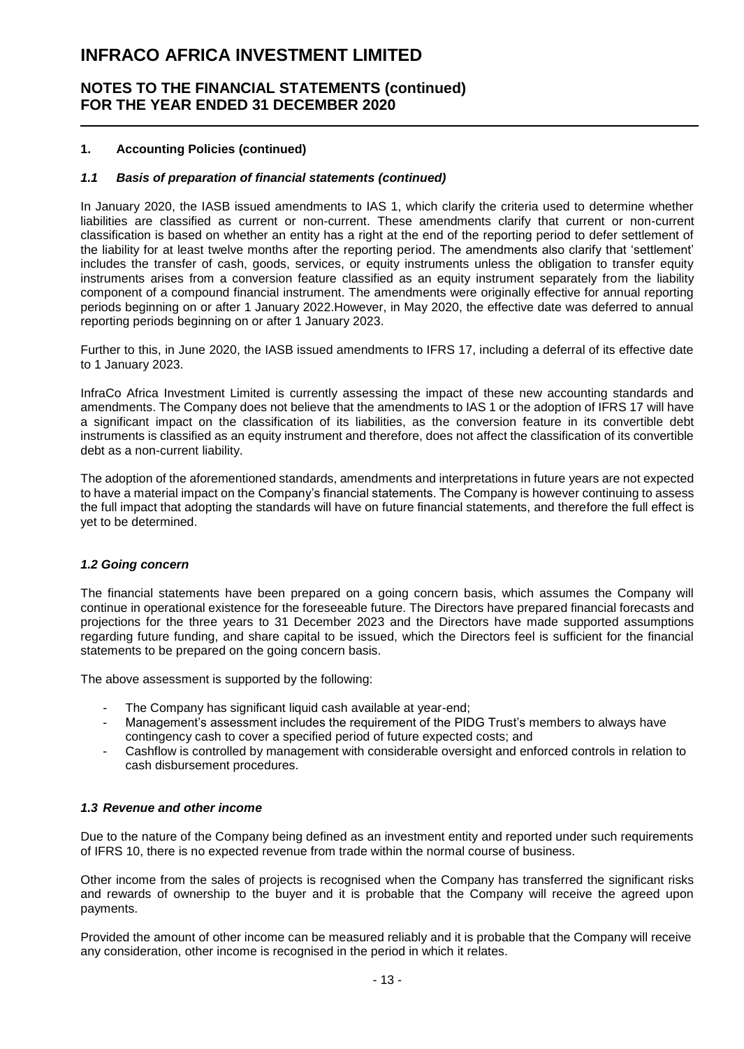# INFRACO AFRICA INVESTMENT LIMITED

## NOTES TO THE FINANCIAL STATEMENTS (continued)
## FOR THE YEAR ENDED 31 DECEMBER 2020

### 1. Accounting Policies (continued)

#### *1.1 Basis of preparation of financial statements (continued)*

In January 2020, the IASB issued amendments to IAS 1, which clarify the criteria used to determine whether liabilities are classified as current or non-current. These amendments clarify that current or non-current classification is based on whether an entity has a right at the end of the reporting period to defer settlement of the liability for at least twelve months after the reporting period. The amendments also clarify that 'settlement' includes the transfer of cash, goods, services, or equity instruments unless the obligation to transfer equity instruments arises from a conversion feature classified as an equity instrument separately from the liability component of a compound financial instrument. The amendments were originally effective for annual reporting periods beginning on or after 1 January 2022.However, in May 2020, the effective date was deferred to annual reporting periods beginning on or after 1 January 2023.

Further to this, in June 2020, the IASB issued amendments to IFRS 17, including a deferral of its effective date to 1 January 2023.

InfraCo Africa Investment Limited is currently assessing the impact of these new accounting standards and amendments. The Company does not believe that the amendments to IAS 1 or the adoption of IFRS 17 will have a significant impact on the classification of its liabilities, as the conversion feature in its convertible debt instruments is classified as an equity instrument and therefore, does not affect the classification of its convertible debt as a non-current liability.

The adoption of the aforementioned standards, amendments and interpretations in future years are not expected to have a material impact on the Company's financial statements. The Company is however continuing to assess the full impact that adopting the standards will have on future financial statements, and therefore the full effect is yet to be determined.

#### *1.2 Going concern*

The financial statements have been prepared on a going concern basis, which assumes the Company will continue in operational existence for the foreseeable future. The Directors have prepared financial forecasts and projections for the three years to 31 December 2023 and the Directors have made supported assumptions regarding future funding, and share capital to be issued, which the Directors feel is sufficient for the financial statements to be prepared on the going concern basis.

The above assessment is supported by the following:

- The Company has significant liquid cash available at year-end;
- Management's assessment includes the requirement of the PIDG Trust's members to always have contingency cash to cover a specified period of future expected costs; and
- Cashflow is controlled by management with considerable oversight and enforced controls in relation to cash disbursement procedures.

#### *1.3 Revenue and other income*

Due to the nature of the Company being defined as an investment entity and reported under such requirements of IFRS 10, there is no expected revenue from trade within the normal course of business.

Other income from the sales of projects is recognised when the Company has transferred the significant risks and rewards of ownership to the buyer and it is probable that the Company will receive the agreed upon payments.

Provided the amount of other income can be measured reliably and it is probable that the Company will receive any consideration, other income is recognised in the period in which it relates.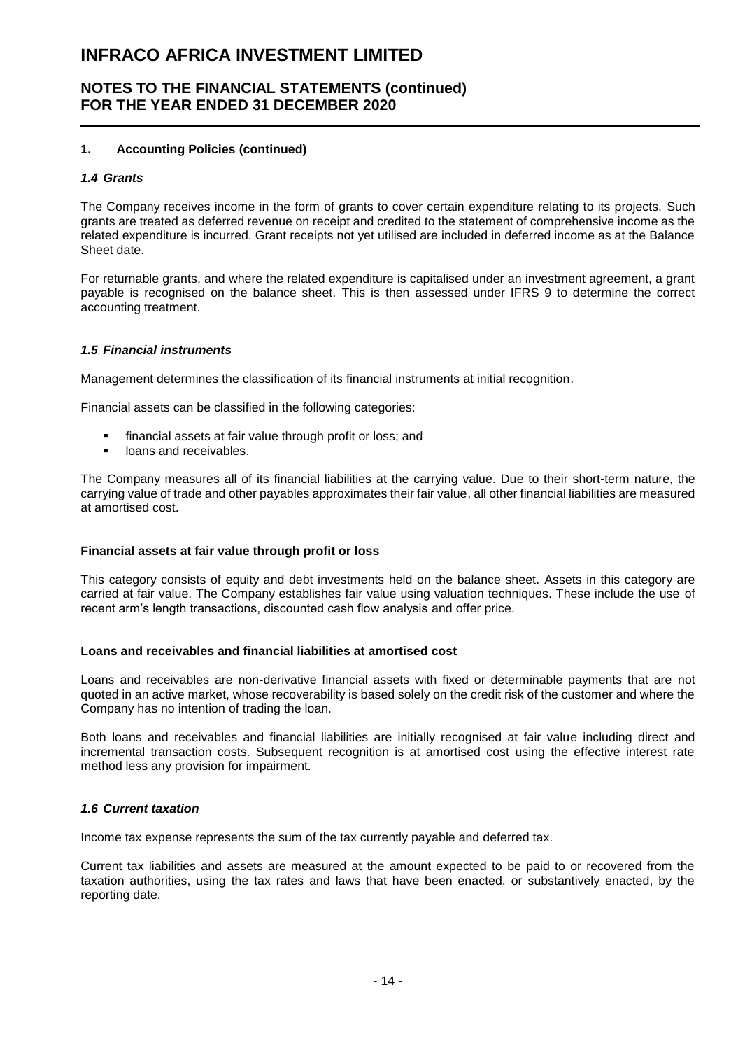## 1. Accounting Policies (continued)

### *1.4 Grants*

The Company receives income in the form of grants to cover certain expenditure relating to its projects. Such grants are treated as deferred revenue on receipt and credited to the statement of comprehensive income as the related expenditure is incurred. Grant receipts not yet utilised are included in deferred income as at the Balance Sheet date.

For returnable grants, and where the related expenditure is capitalised under an investment agreement, a grant payable is recognised on the balance sheet. This is then assessed under IFRS 9 to determine the correct accounting treatment.

### *1.5 Financial instruments*

Management determines the classification of its financial instruments at initial recognition.

Financial assets can be classified in the following categories:

- financial assets at fair value through profit or loss; and
- loans and receivables.

The Company measures all of its financial liabilities at the carrying value. Due to their short-term nature, the carrying value of trade and other payables approximates their fair value, all other financial liabilities are measured at amortised cost.

**Financial assets at fair value through profit or loss**

This category consists of equity and debt investments held on the balance sheet. Assets in this category are carried at fair value. The Company establishes fair value using valuation techniques. These include the use of recent arm's length transactions, discounted cash flow analysis and offer price.

**Loans and receivables and financial liabilities at amortised cost**

Loans and receivables are non-derivative financial assets with fixed or determinable payments that are not quoted in an active market, whose recoverability is based solely on the credit risk of the customer and where the Company has no intention of trading the loan.

Both loans and receivables and financial liabilities are initially recognised at fair value including direct and incremental transaction costs. Subsequent recognition is at amortised cost using the effective interest rate method less any provision for impairment.

### *1.6 Current taxation*

Income tax expense represents the sum of the tax currently payable and deferred tax.

Current tax liabilities and assets are measured at the amount expected to be paid to or recovered from the taxation authorities, using the tax rates and laws that have been enacted, or substantively enacted, by the reporting date.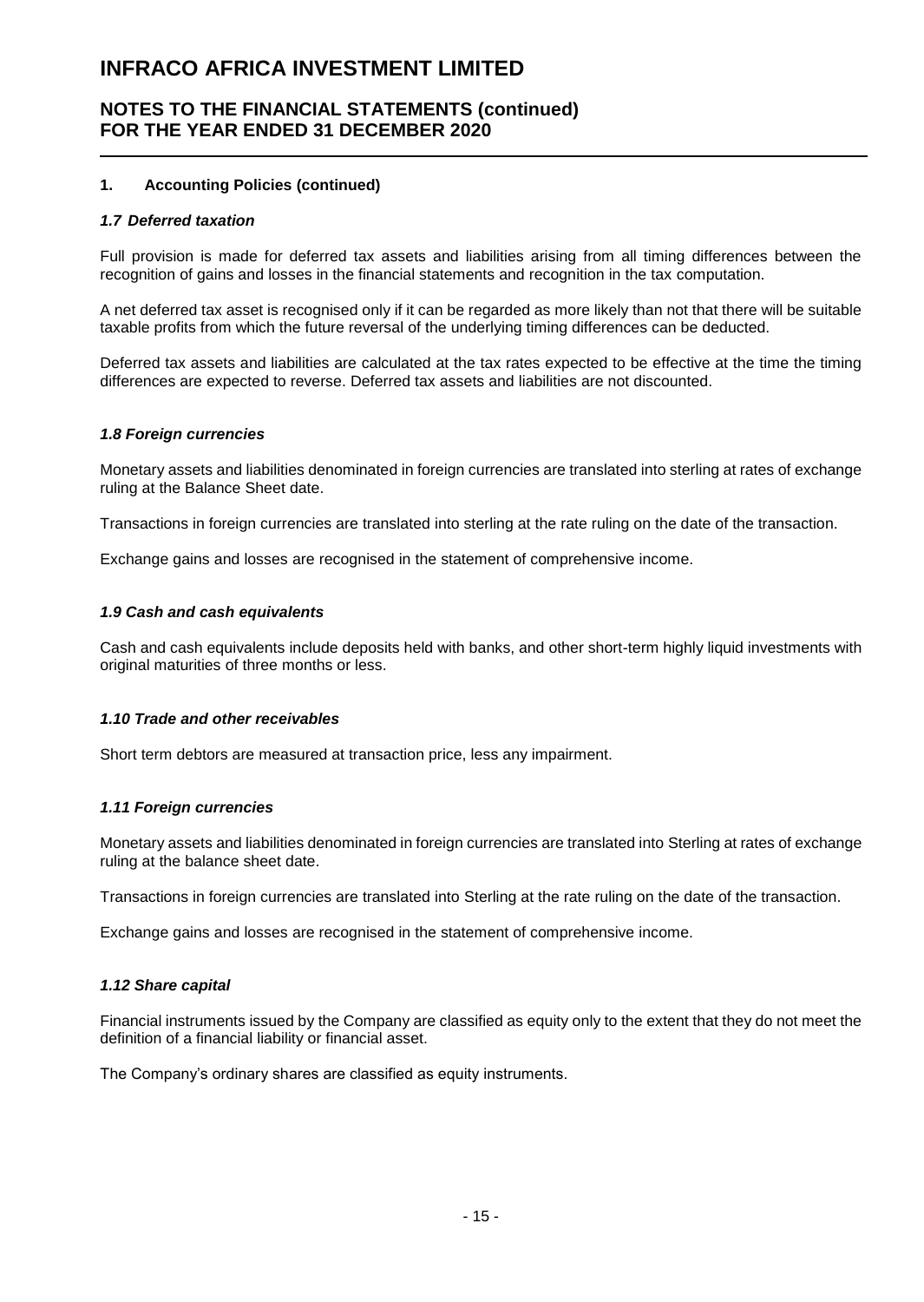# INFRACO AFRICA INVESTMENT LIMITED

## NOTES TO THE FINANCIAL STATEMENTS (continued) FOR THE YEAR ENDED 31 DECEMBER 2020

### 1. Accounting Policies (continued)

#### *1.7 Deferred taxation*

Full provision is made for deferred tax assets and liabilities arising from all timing differences between the recognition of gains and losses in the financial statements and recognition in the tax computation.

A net deferred tax asset is recognised only if it can be regarded as more likely than not that there will be suitable taxable profits from which the future reversal of the underlying timing differences can be deducted.

Deferred tax assets and liabilities are calculated at the tax rates expected to be effective at the time the timing differences are expected to reverse. Deferred tax assets and liabilities are not discounted.

#### *1.8 Foreign currencies*

Monetary assets and liabilities denominated in foreign currencies are translated into sterling at rates of exchange ruling at the Balance Sheet date.

Transactions in foreign currencies are translated into sterling at the rate ruling on the date of the transaction.

Exchange gains and losses are recognised in the statement of comprehensive income.

#### *1.9 Cash and cash equivalents*

Cash and cash equivalents include deposits held with banks, and other short-term highly liquid investments with original maturities of three months or less.

#### *1.10 Trade and other receivables*

Short term debtors are measured at transaction price, less any impairment.

#### *1.11 Foreign currencies*

Monetary assets and liabilities denominated in foreign currencies are translated into Sterling at rates of exchange ruling at the balance sheet date.

Transactions in foreign currencies are translated into Sterling at the rate ruling on the date of the transaction.

Exchange gains and losses are recognised in the statement of comprehensive income.

#### *1.12 Share capital*

Financial instruments issued by the Company are classified as equity only to the extent that they do not meet the definition of a financial liability or financial asset.

The Company's ordinary shares are classified as equity instruments.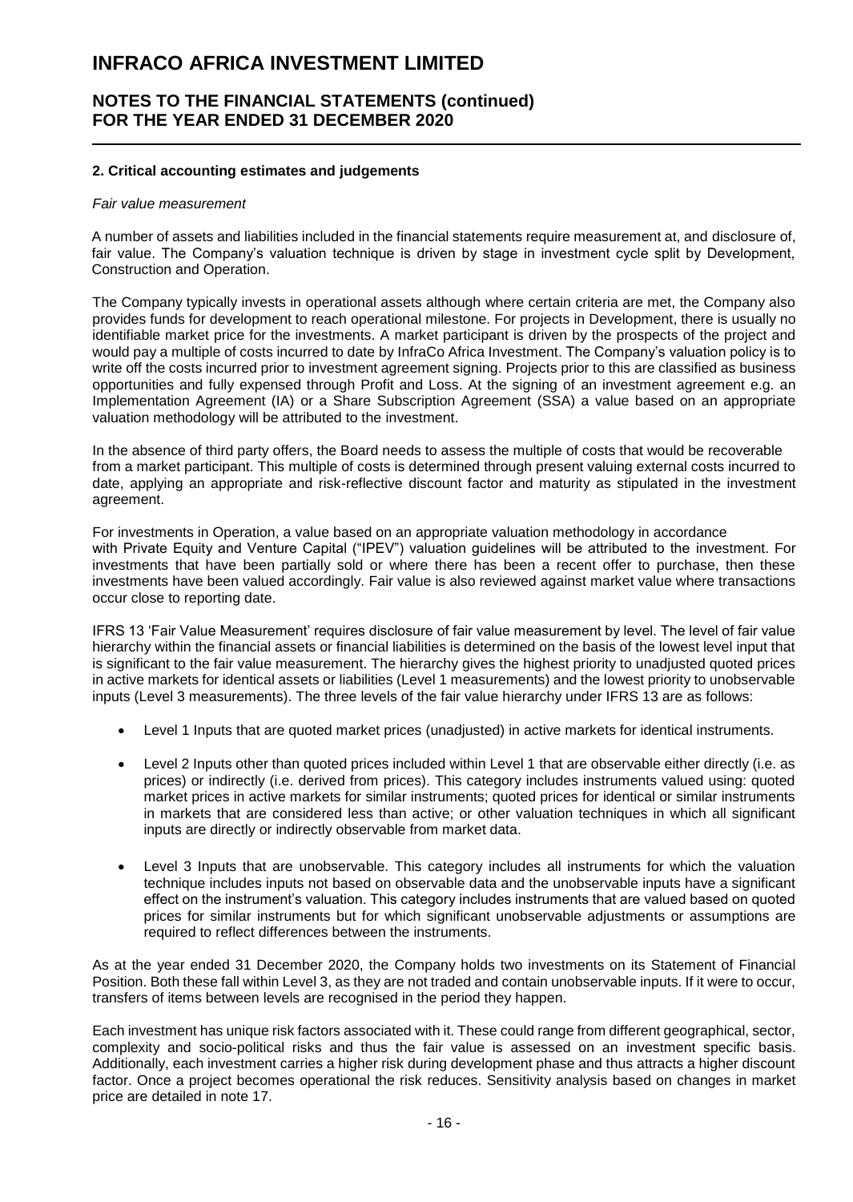### 2. Critical accounting estimates and judgements

*Fair value measurement*

A number of assets and liabilities included in the financial statements require measurement at, and disclosure of, fair value. The Company's valuation technique is driven by stage in investment cycle split by Development, Construction and Operation.

The Company typically invests in operational assets although where certain criteria are met, the Company also provides funds for development to reach operational milestone. For projects in Development, there is usually no identifiable market price for the investments. A market participant is driven by the prospects of the project and would pay a multiple of costs incurred to date by InfraCo Africa Investment. The Company's valuation policy is to write off the costs incurred prior to investment agreement signing. Projects prior to this are classified as business opportunities and fully expensed through Profit and Loss. At the signing of an investment agreement e.g. an Implementation Agreement (IA) or a Share Subscription Agreement (SSA) a value based on an appropriate valuation methodology will be attributed to the investment.

In the absence of third party offers, the Board needs to assess the multiple of costs that would be recoverable from a market participant. This multiple of costs is determined through present valuing external costs incurred to date, applying an appropriate and risk-reflective discount factor and maturity as stipulated in the investment agreement.

For investments in Operation, a value based on an appropriate valuation methodology in accordance with Private Equity and Venture Capital ("IPEV") valuation guidelines will be attributed to the investment. For investments that have been partially sold or where there has been a recent offer to purchase, then these investments have been valued accordingly. Fair value is also reviewed against market value where transactions occur close to reporting date.

IFRS 13 'Fair Value Measurement' requires disclosure of fair value measurement by level. The level of fair value hierarchy within the financial assets or financial liabilities is determined on the basis of the lowest level input that is significant to the fair value measurement. The hierarchy gives the highest priority to unadjusted quoted prices in active markets for identical assets or liabilities (Level 1 measurements) and the lowest priority to unobservable inputs (Level 3 measurements). The three levels of the fair value hierarchy under IFRS 13 are as follows:

- Level 1 Inputs that are quoted market prices (unadjusted) in active markets for identical instruments.
- Level 2 Inputs other than quoted prices included within Level 1 that are observable either directly (i.e. as prices) or indirectly (i.e. derived from prices). This category includes instruments valued using: quoted market prices in active markets for similar instruments; quoted prices for identical or similar instruments in markets that are considered less than active; or other valuation techniques in which all significant inputs are directly or indirectly observable from market data.
- Level 3 Inputs that are unobservable. This category includes all instruments for which the valuation technique includes inputs not based on observable data and the unobservable inputs have a significant effect on the instrument's valuation. This category includes instruments that are valued based on quoted prices for similar instruments but for which significant unobservable adjustments or assumptions are required to reflect differences between the instruments.

As at the year ended 31 December 2020, the Company holds two investments on its Statement of Financial Position. Both these fall within Level 3, as they are not traded and contain unobservable inputs. If it were to occur, transfers of items between levels are recognised in the period they happen.

Each investment has unique risk factors associated with it. These could range from different geographical, sector, complexity and socio-political risks and thus the fair value is assessed on an investment specific basis. Additionally, each investment carries a higher risk during development phase and thus attracts a higher discount factor. Once a project becomes operational the risk reduces. Sensitivity analysis based on changes in market price are detailed in note 17.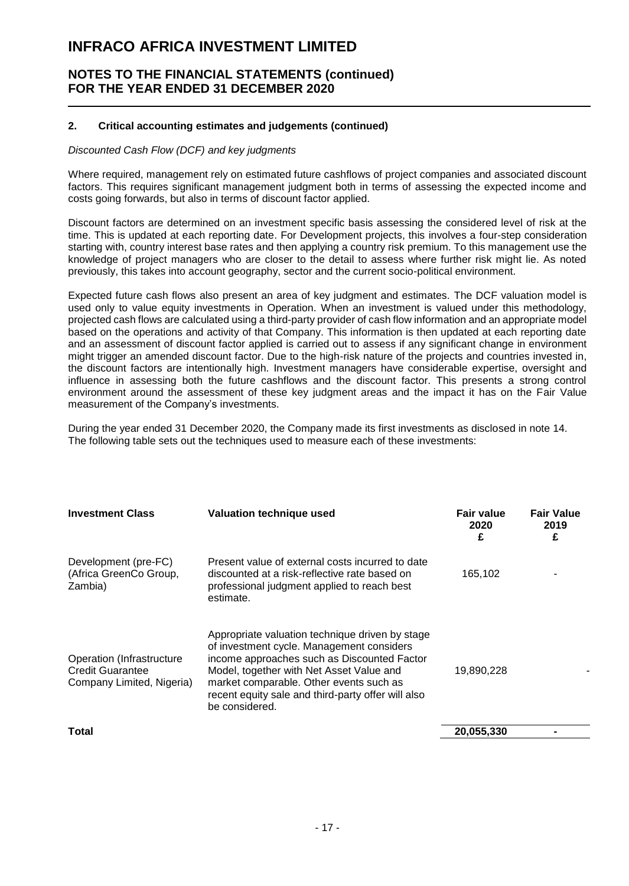# INFRACO AFRICA INVESTMENT LIMITED

## NOTES TO THE FINANCIAL STATEMENTS (continued)
## FOR THE YEAR ENDED 31 DECEMBER 2020

### 2. Critical accounting estimates and judgements (continued)

*Discounted Cash Flow (DCF) and key judgments*

Where required, management rely on estimated future cashflows of project companies and associated discount factors. This requires significant management judgment both in terms of assessing the expected income and costs going forwards, but also in terms of discount factor applied.

Discount factors are determined on an investment specific basis assessing the considered level of risk at the time. This is updated at each reporting date. For Development projects, this involves a four-step consideration starting with, country interest base rates and then applying a country risk premium. To this management use the knowledge of project managers who are closer to the detail to assess where further risk might lie. As noted previously, this takes into account geography, sector and the current socio-political environment.

Expected future cash flows also present an area of key judgment and estimates. The DCF valuation model is used only to value equity investments in Operation. When an investment is valued under this methodology, projected cash flows are calculated using a third-party provider of cash flow information and an appropriate model based on the operations and activity of that Company. This information is then updated at each reporting date and an assessment of discount factor applied is carried out to assess if any significant change in environment might trigger an amended discount factor. Due to the high-risk nature of the projects and countries invested in, the discount factors are intentionally high. Investment managers have considerable expertise, oversight and influence in assessing both the future cashflows and the discount factor. This presents a strong control environment around the assessment of these key judgment areas and the impact it has on the Fair Value measurement of the Company's investments.

During the year ended 31 December 2020, the Company made its first investments as disclosed in note 14. The following table sets out the techniques used to measure each of these investments:

| Investment Class | Valuation technique used | Fair value 2020 £ | Fair Value 2019 £ |
|---|---|---|---|
| Development (pre-FC) (Africa GreenCo Group, Zambia) | Present value of external costs incurred to date discounted at a risk-reflective rate based on professional judgment applied to reach best estimate. | 165,102 | - |
| Operation (Infrastructure Credit Guarantee Company Limited, Nigeria) | Appropriate valuation technique driven by stage of investment cycle. Management considers income approaches such as Discounted Factor Model, together with Net Asset Value and market comparable. Other events such as recent equity sale and third-party offer will also be considered. | 19,890,228 | - |
| **Total** | | **20,055,330** | **-** |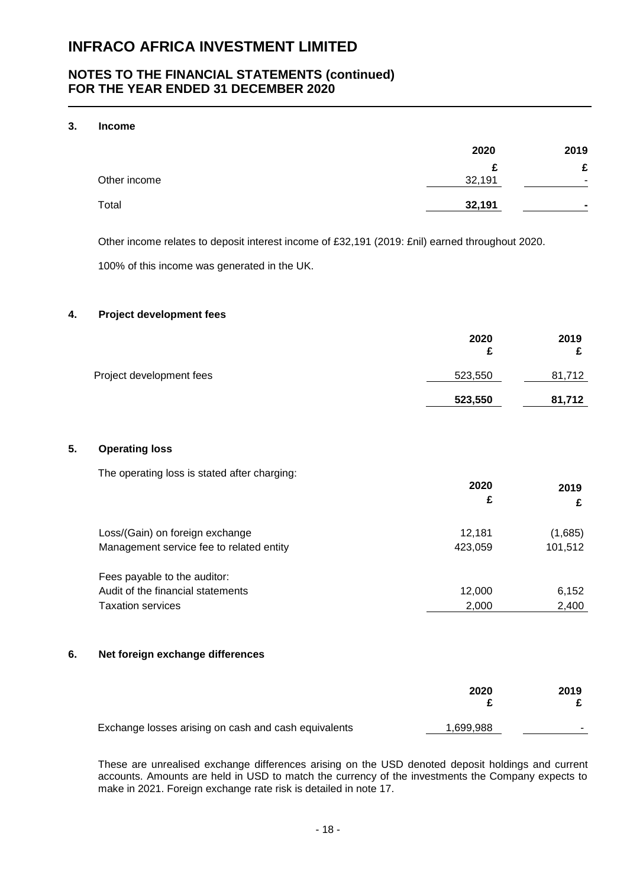# INFRACO AFRICA INVESTMENT LIMITED

## NOTES TO THE FINANCIAL STATEMENTS (continued) FOR THE YEAR ENDED 31 DECEMBER 2020

### 3. Income

| | 2020 | 2019 |
|---|---|---|
| | £ | £ |
| Other income | 32,191 | - |
| Total | **32,191** | **-** |

Other income relates to deposit interest income of £32,191 (2019: £nil) earned throughout 2020.

100% of this income was generated in the UK.

### 4. Project development fees

| | 2020 £ | 2019 £ |
|---|---|---|
| Project development fees | 523,550 | 81,712 |
| | **523,550** | **81,712** |

### 5. Operating loss

The operating loss is stated after charging:

| | 2020 £ | 2019 £ |
|---|---|---|
| Loss/(Gain) on foreign exchange | 12,181 | (1,685) |
| Management service fee to related entity | 423,059 | 101,512 |
| Fees payable to the auditor: | | |
| Audit of the financial statements | 12,000 | 6,152 |
| Taxation services | 2,000 | 2,400 |

### 6. Net foreign exchange differences

| | 2020 £ | 2019 £ |
|---|---|---|
| Exchange losses arising on cash and cash equivalents | 1,699,988 | - |

These are unrealised exchange differences arising on the USD denoted deposit holdings and current accounts. Amounts are held in USD to match the currency of the investments the Company expects to make in 2021. Foreign exchange rate risk is detailed in note 17.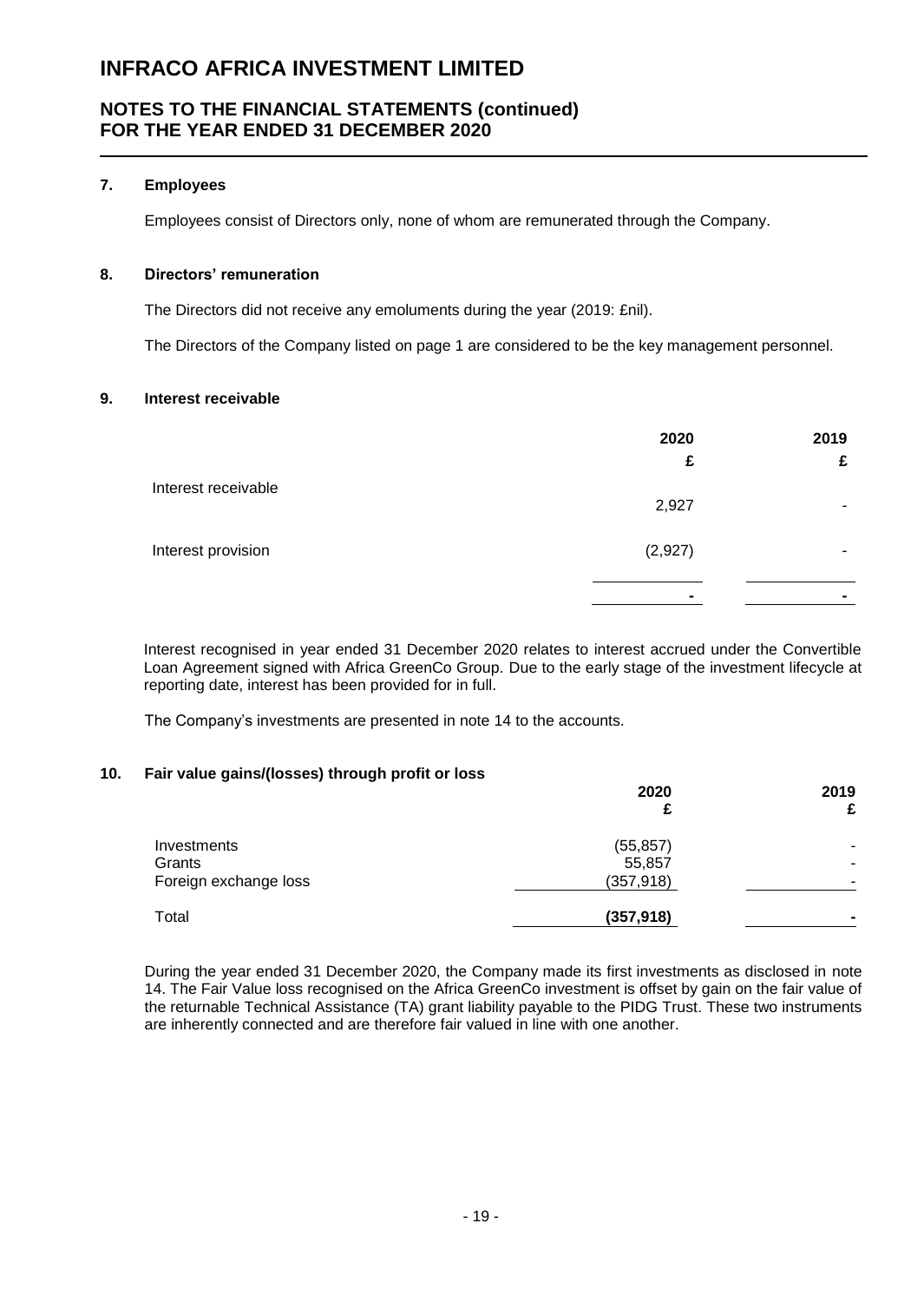## 7. Employees

Employees consist of Directors only, none of whom are remunerated through the Company.

## 8. Directors' remuneration

The Directors did not receive any emoluments during the year (2019: £nil).

The Directors of the Company listed on page 1 are considered to be the key management personnel.

## 9. Interest receivable

| | 2020 £ | 2019 £ |
|---|---|---|
| Interest receivable | 2,927 | - |
| Interest provision | (2,927) | - |
| | - | - |

Interest recognised in year ended 31 December 2020 relates to interest accrued under the Convertible Loan Agreement signed with Africa GreenCo Group. Due to the early stage of the investment lifecycle at reporting date, interest has been provided for in full.

The Company's investments are presented in note 14 to the accounts.

## 10. Fair value gains/(losses) through profit or loss

| | 2020 £ | 2019 £ |
|---|---|---|
| Investments | (55,857) | - |
| Grants | 55,857 | - |
| Foreign exchange loss | (357,918) | - |
| Total | **(357,918)** | **-** |

During the year ended 31 December 2020, the Company made its first investments as disclosed in note 14. The Fair Value loss recognised on the Africa GreenCo investment is offset by gain on the fair value of the returnable Technical Assistance (TA) grant liability payable to the PIDG Trust. These two instruments are inherently connected and are therefore fair valued in line with one another.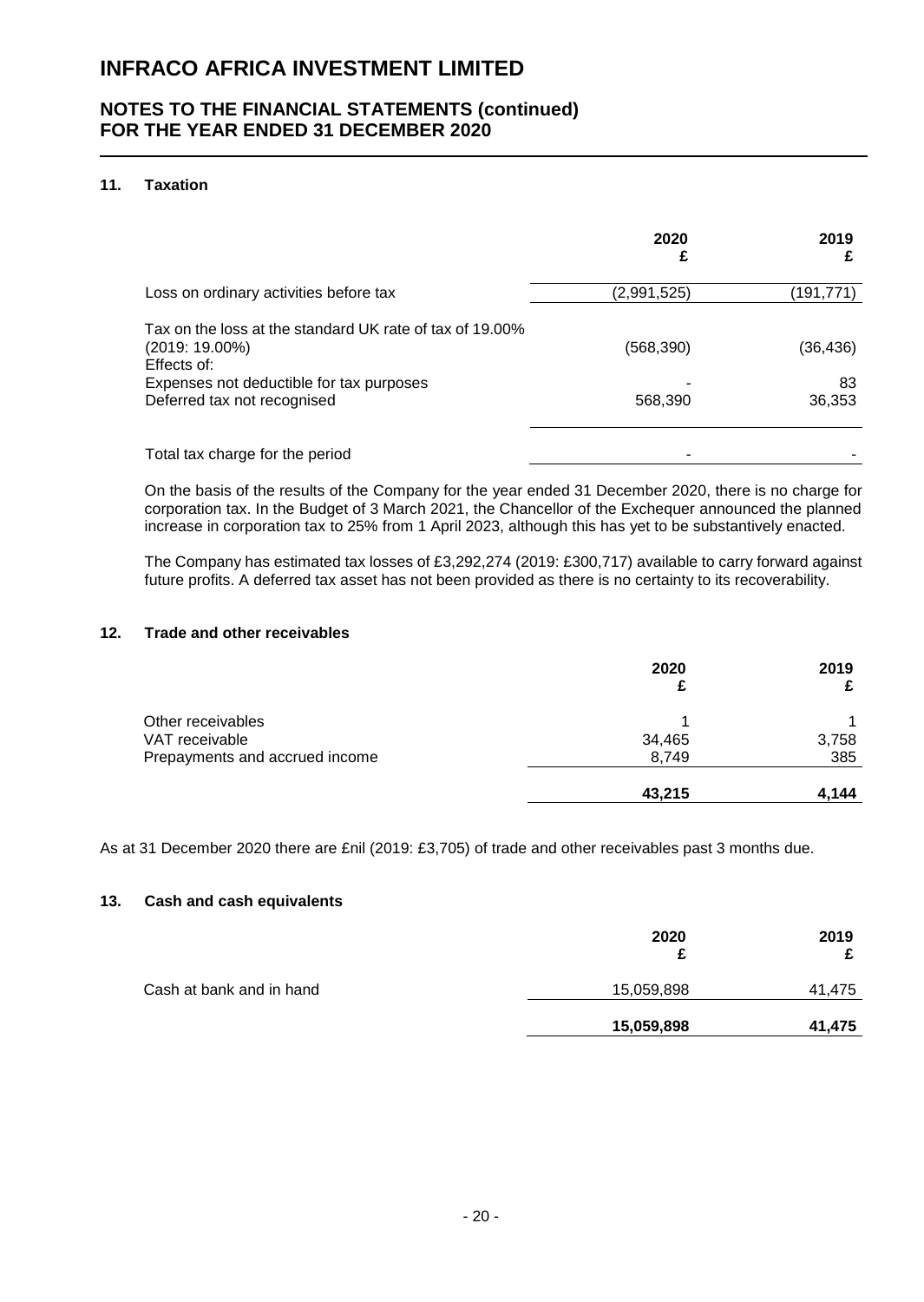# INFRACO AFRICA INVESTMENT LIMITED

## NOTES TO THE FINANCIAL STATEMENTS (continued)
## FOR THE YEAR ENDED 31 DECEMBER 2020

### 11. Taxation

| | 2020<br>£ | 2019<br>£ |
|---|---|---|
| Loss on ordinary activities before tax | (2,991,525) | (191,771) |
| Tax on the loss at the standard UK rate of tax of 19.00% (2019: 19.00%) | (568,390) | (36,436) |
| Effects of: | | |
| Expenses not deductible for tax purposes | - | 83 |
| Deferred tax not recognised | 568,390 | 36,353 |
| Total tax charge for the period | - | - |

On the basis of the results of the Company for the year ended 31 December 2020, there is no charge for corporation tax. In the Budget of 3 March 2021, the Chancellor of the Exchequer announced the planned increase in corporation tax to 25% from 1 April 2023, although this has yet to be substantively enacted.

The Company has estimated tax losses of £3,292,274 (2019: £300,717) available to carry forward against future profits. A deferred tax asset has not been provided as there is no certainty to its recoverability.

### 12. Trade and other receivables

| | 2020<br>£ | 2019<br>£ |
|---|---|---|
| Other receivables | 1 | 1 |
| VAT receivable | 34,465 | 3,758 |
| Prepayments and accrued income | 8,749 | 385 |
| | **43,215** | **4,144** |

As at 31 December 2020 there are £nil (2019: £3,705) of trade and other receivables past 3 months due.

### 13. Cash and cash equivalents

| | 2020<br>£ | 2019<br>£ |
|---|---|---|
| Cash at bank and in hand | 15,059,898 | 41,475 |
| | **15,059,898** | **41,475** |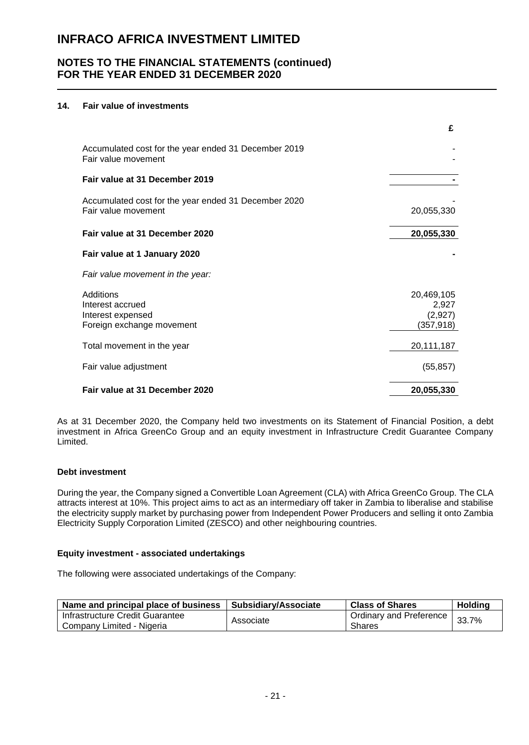## 14. Fair value of investments

| | £ |
|---|---|
| Accumulated cost for the year ended 31 December 2019 | - |
| Fair value movement | - |
| **Fair value at 31 December 2019** | **-** |
| Accumulated cost for the year ended 31 December 2020 | - |
| Fair value movement | 20,055,330 |
| **Fair value at 31 December 2020** | **20,055,330** |
| **Fair value at 1 January 2020** | **-** |
| *Fair value movement in the year:* | |
| Additions | 20,469,105 |
| Interest accrued | 2,927 |
| Interest expensed | (2,927) |
| Foreign exchange movement | (357,918) |
| Total movement in the year | 20,111,187 |
| Fair value adjustment | (55,857) |
| **Fair value at 31 December 2020** | **20,055,330** |

As at 31 December 2020, the Company held two investments on its Statement of Financial Position, a debt investment in Africa GreenCo Group and an equity investment in Infrastructure Credit Guarantee Company Limited.

### Debt investment

During the year, the Company signed a Convertible Loan Agreement (CLA) with Africa GreenCo Group. The CLA attracts interest at 10%. This project aims to act as an intermediary off taker in Zambia to liberalise and stabilise the electricity supply market by purchasing power from Independent Power Producers and selling it onto Zambia Electricity Supply Corporation Limited (ZESCO) and other neighbouring countries.

### Equity investment - associated undertakings

The following were associated undertakings of the Company:

| Name and principal place of business | Subsidiary/Associate | Class of Shares | Holding |
|---|---|---|---|
| Infrastructure Credit Guarantee Company Limited - Nigeria | Associate | Ordinary and Preference Shares | 33.7% |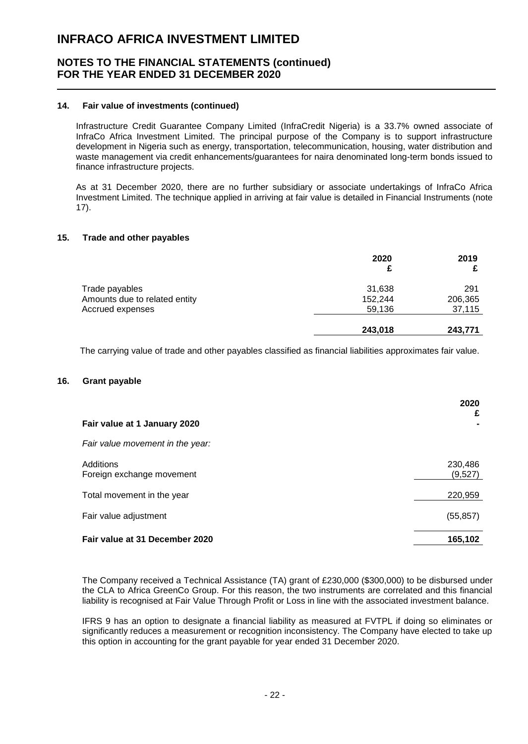### 14. Fair value of investments (continued)

Infrastructure Credit Guarantee Company Limited (InfraCredit Nigeria) is a 33.7% owned associate of InfraCo Africa Investment Limited. The principal purpose of the Company is to support infrastructure development in Nigeria such as energy, transportation, telecommunication, housing, water distribution and waste management via credit enhancements/guarantees for naira denominated long-term bonds issued to finance infrastructure projects.

As at 31 December 2020, there are no further subsidiary or associate undertakings of InfraCo Africa Investment Limited. The technique applied in arriving at fair value is detailed in Financial Instruments (note 17).

### 15. Trade and other payables

| | 2020<br>£ | 2019<br>£ |
|---|---|---|
| Trade payables | 31,638 | 291 |
| Amounts due to related entity | 152,244 | 206,365 |
| Accrued expenses | 59,136 | 37,115 |
| | **243,018** | **243,771** |

The carrying value of trade and other payables classified as financial liabilities approximates fair value.

### 16. Grant payable

| | 2020<br>£ |
|---|---|
| **Fair value at 1 January 2020** | - |
| *Fair value movement in the year:* | |
| Additions | 230,486 |
| Foreign exchange movement | (9,527) |
| Total movement in the year | 220,959 |
| Fair value adjustment | (55,857) |
| **Fair value at 31 December 2020** | **165,102** |

The Company received a Technical Assistance (TA) grant of £230,000 ($300,000) to be disbursed under the CLA to Africa GreenCo Group. For this reason, the two instruments are correlated and this financial liability is recognised at Fair Value Through Profit or Loss in line with the associated investment balance.

IFRS 9 has an option to designate a financial liability as measured at FVTPL if doing so eliminates or significantly reduces a measurement or recognition inconsistency. The Company have elected to take up this option in accounting for the grant payable for year ended 31 December 2020.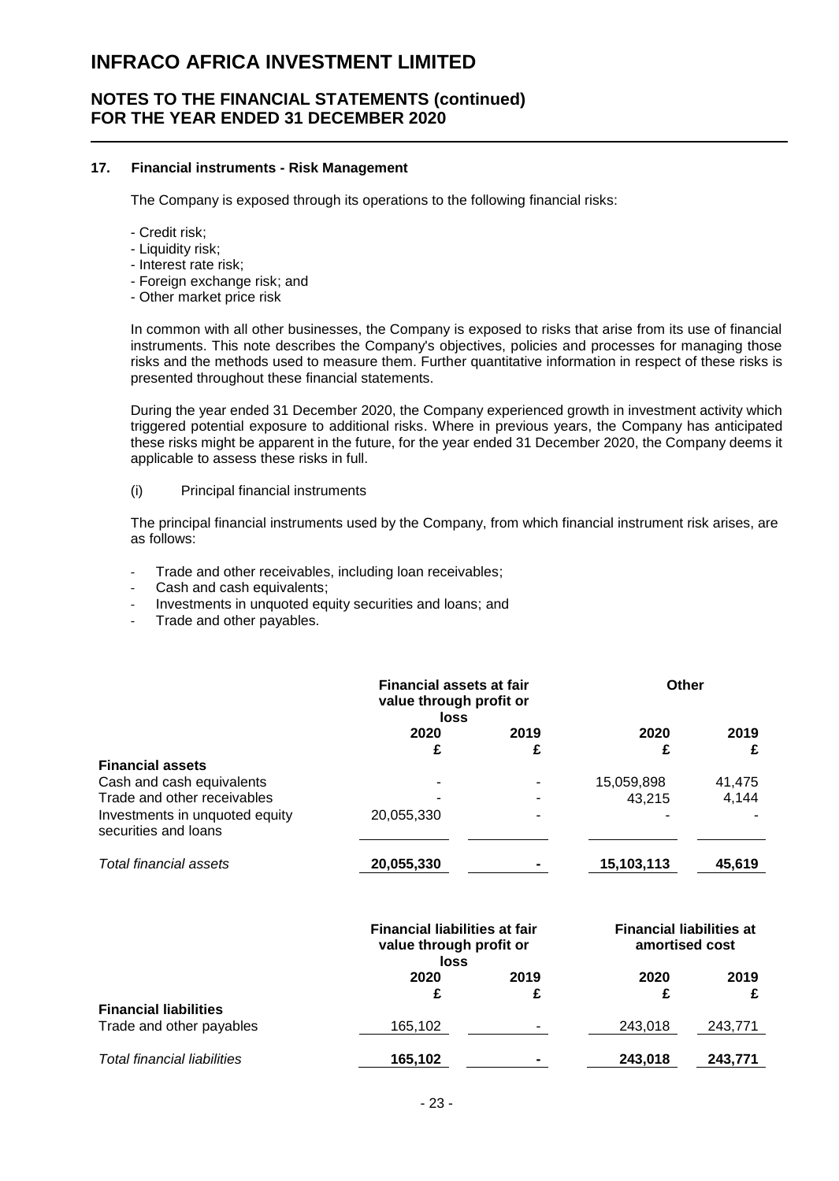# INFRACO AFRICA INVESTMENT LIMITED

## NOTES TO THE FINANCIAL STATEMENTS (continued) FOR THE YEAR ENDED 31 DECEMBER 2020

### 17. Financial instruments - Risk Management

The Company is exposed through its operations to the following financial risks:

- Credit risk;
- Liquidity risk;
- Interest rate risk;
- Foreign exchange risk; and
- Other market price risk

In common with all other businesses, the Company is exposed to risks that arise from its use of financial instruments. This note describes the Company's objectives, policies and processes for managing those risks and the methods used to measure them. Further quantitative information in respect of these risks is presented throughout these financial statements.

During the year ended 31 December 2020, the Company experienced growth in investment activity which triggered potential exposure to additional risks. Where in previous years, the Company has anticipated these risks might be apparent in the future, for the year ended 31 December 2020, the Company deems it applicable to assess these risks in full.

(i) Principal financial instruments

The principal financial instruments used by the Company, from which financial instrument risk arises, are as follows:

- Trade and other receivables, including loan receivables;
- Cash and cash equivalents;
- Investments in unquoted equity securities and loans; and
- Trade and other payables.

| | Financial assets at fair value through profit or loss | | Other | |
|---|---|---|---|---|
| | 2020 £ | 2019 £ | 2020 £ | 2019 £ |
| **Financial assets** | | | | |
| Cash and cash equivalents | - | - | 15,059,898 | 41,475 |
| Trade and other receivables | - | - | 43,215 | 4,144 |
| Investments in unquoted equity securities and loans | 20,055,330 | - | - | - |
| *Total financial assets* | **20,055,330** | **-** | **15,103,113** | **45,619** |

| | Financial liabilities at fair value through profit or loss | | Financial liabilities at amortised cost | |
|---|---|---|---|---|
| | 2020 £ | 2019 £ | 2020 £ | 2019 £ |
| **Financial liabilities** | | | | |
| Trade and other payables | 165,102 | - | 243,018 | 243,771 |
| *Total financial liabilities* | **165,102** | **-** | **243,018** | **243,771** |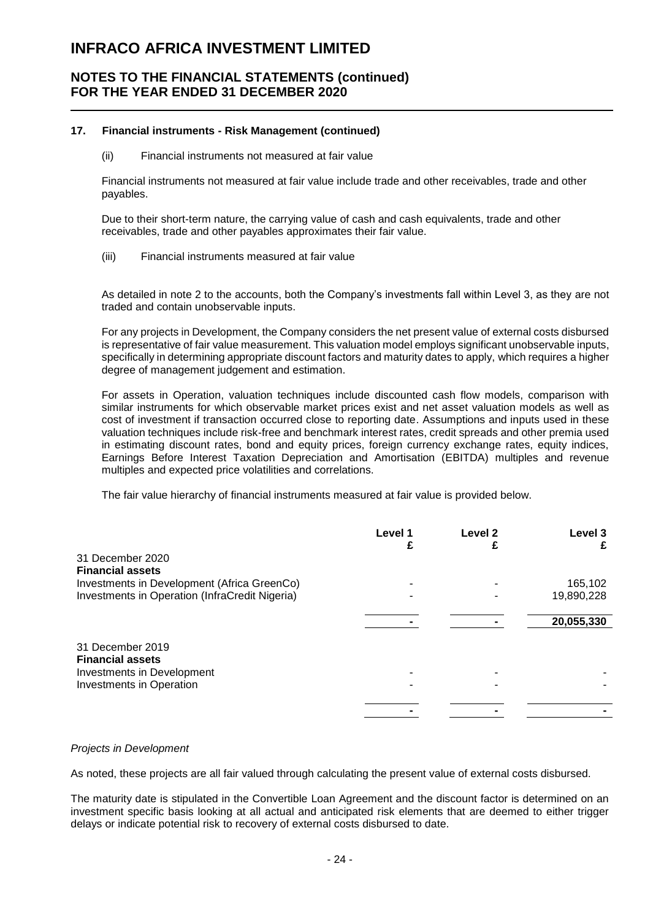### 17. Financial instruments - Risk Management (continued)

(ii) Financial instruments not measured at fair value

Financial instruments not measured at fair value include trade and other receivables, trade and other payables.

Due to their short-term nature, the carrying value of cash and cash equivalents, trade and other receivables, trade and other payables approximates their fair value.

(iii) Financial instruments measured at fair value

As detailed in note 2 to the accounts, both the Company's investments fall within Level 3, as they are not traded and contain unobservable inputs.

For any projects in Development, the Company considers the net present value of external costs disbursed is representative of fair value measurement. This valuation model employs significant unobservable inputs, specifically in determining appropriate discount factors and maturity dates to apply, which requires a higher degree of management judgement and estimation.

For assets in Operation, valuation techniques include discounted cash flow models, comparison with similar instruments for which observable market prices exist and net asset valuation models as well as cost of investment if transaction occurred close to reporting date. Assumptions and inputs used in these valuation techniques include risk-free and benchmark interest rates, credit spreads and other premia used in estimating discount rates, bond and equity prices, foreign currency exchange rates, equity indices, Earnings Before Interest Taxation Depreciation and Amortisation (EBITDA) multiples and revenue multiples and expected price volatilities and correlations.

The fair value hierarchy of financial instruments measured at fair value is provided below.

| | Level 1<br>£ | Level 2<br>£ | Level 3<br>£ |
|---|---|---|---|
| 31 December 2020 | | | |
| **Financial assets** | | | |
| Investments in Development (Africa GreenCo) | - | - | 165,102 |
| Investments in Operation (InfraCredit Nigeria) | - | - | 19,890,228 |
| | **-** | **-** | **20,055,330** |
| 31 December 2019 | | | |
| **Financial assets** | | | |
| Investments in Development | - | - | - |
| Investments in Operation | - | - | - |
| | **-** | **-** | **-** |

*Projects in Development*

As noted, these projects are all fair valued through calculating the present value of external costs disbursed.

The maturity date is stipulated in the Convertible Loan Agreement and the discount factor is determined on an investment specific basis looking at all actual and anticipated risk elements that are deemed to either trigger delays or indicate potential risk to recovery of external costs disbursed to date.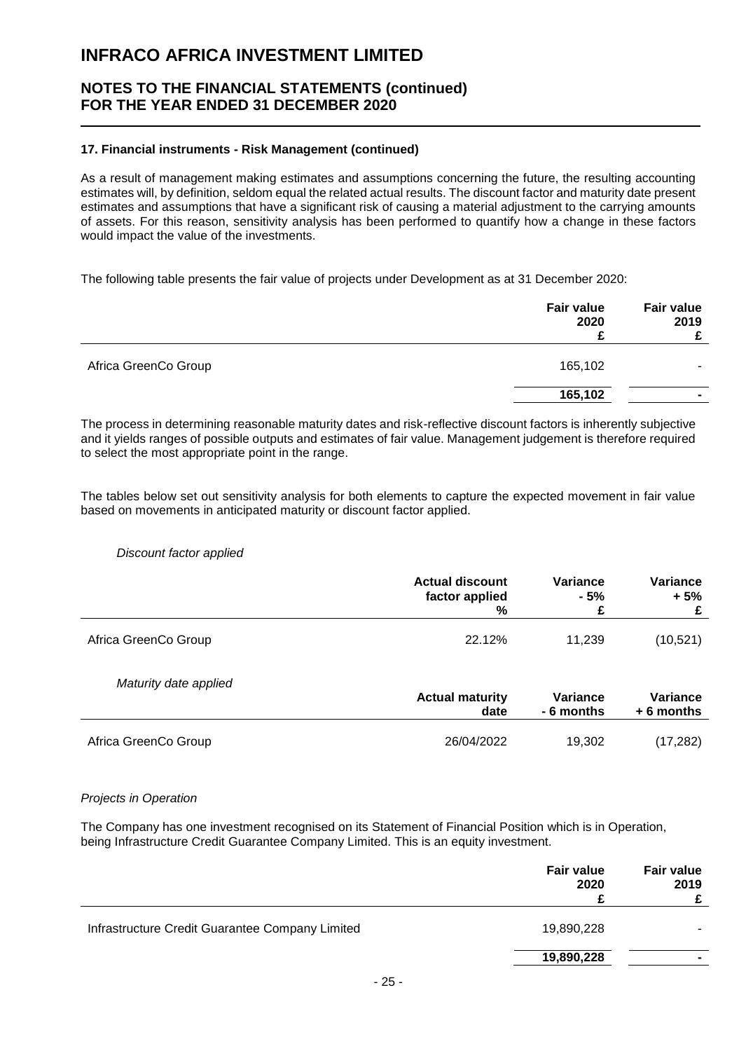#### 17. Financial instruments - Risk Management (continued)

As a result of management making estimates and assumptions concerning the future, the resulting accounting estimates will, by definition, seldom equal the related actual results. The discount factor and maturity date present estimates and assumptions that have a significant risk of causing a material adjustment to the carrying amounts of assets. For this reason, sensitivity analysis has been performed to quantify how a change in these factors would impact the value of the investments.

The following table presents the fair value of projects under Development as at 31 December 2020:

| | Fair value 2020 £ | Fair value 2019 £ |
|---|---|---|
| Africa GreenCo Group | 165,102 | - |
| | **165,102** | **-** |

The process in determining reasonable maturity dates and risk-reflective discount factors is inherently subjective and it yields ranges of possible outputs and estimates of fair value. Management judgement is therefore required to select the most appropriate point in the range.

The tables below set out sensitivity analysis for both elements to capture the expected movement in fair value based on movements in anticipated maturity or discount factor applied.

*Discount factor applied*

| | Actual discount factor applied % | Variance - 5% £ | Variance + 5% £ |
|---|---|---|---|
| Africa GreenCo Group | 22.12% | 11,239 | (10,521) |

*Maturity date applied*

| | Actual maturity date | Variance - 6 months | Variance + 6 months |
|---|---|---|---|
| Africa GreenCo Group | 26/04/2022 | 19,302 | (17,282) |

*Projects in Operation*

The Company has one investment recognised on its Statement of Financial Position which is in Operation, being Infrastructure Credit Guarantee Company Limited. This is an equity investment.

| | Fair value 2020 £ | Fair value 2019 £ |
|---|---|---|
| Infrastructure Credit Guarantee Company Limited | 19,890,228 | - |
| | **19,890,228** | **-** |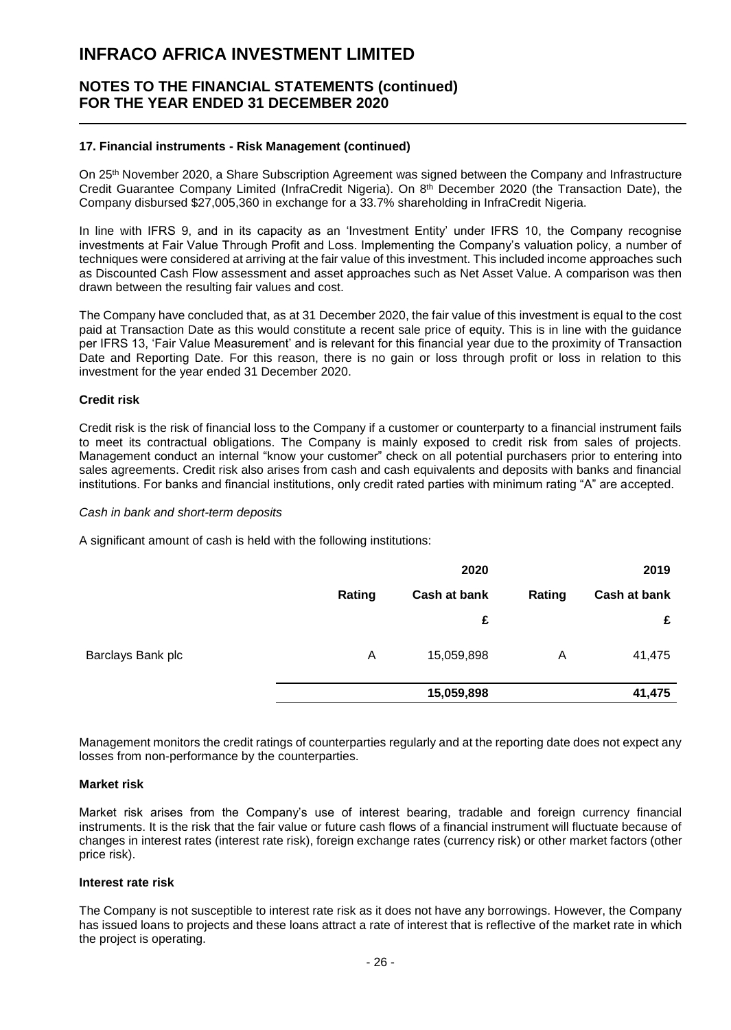### 17. Financial instruments - Risk Management (continued)

On 25th November 2020, a Share Subscription Agreement was signed between the Company and Infrastructure Credit Guarantee Company Limited (InfraCredit Nigeria). On 8th December 2020 (the Transaction Date), the Company disbursed $27,005,360 in exchange for a 33.7% shareholding in InfraCredit Nigeria.

In line with IFRS 9, and in its capacity as an 'Investment Entity' under IFRS 10, the Company recognise investments at Fair Value Through Profit and Loss. Implementing the Company's valuation policy, a number of techniques were considered at arriving at the fair value of this investment. This included income approaches such as Discounted Cash Flow assessment and asset approaches such as Net Asset Value. A comparison was then drawn between the resulting fair values and cost.

The Company have concluded that, as at 31 December 2020, the fair value of this investment is equal to the cost paid at Transaction Date as this would constitute a recent sale price of equity. This is in line with the guidance per IFRS 13, 'Fair Value Measurement' and is relevant for this financial year due to the proximity of Transaction Date and Reporting Date. For this reason, there is no gain or loss through profit or loss in relation to this investment for the year ended 31 December 2020.

#### Credit risk

Credit risk is the risk of financial loss to the Company if a customer or counterparty to a financial instrument fails to meet its contractual obligations. The Company is mainly exposed to credit risk from sales of projects. Management conduct an internal "know your customer" check on all potential purchasers prior to entering into sales agreements. Credit risk also arises from cash and cash equivalents and deposits with banks and financial institutions. For banks and financial institutions, only credit rated parties with minimum rating "A" are accepted.

*Cash in bank and short-term deposits*

A significant amount of cash is held with the following institutions:

| | | 2020 | | 2019 |
|---|---|---|---|---|
| | Rating | Cash at bank | Rating | Cash at bank |
| | | £ | | £ |
| Barclays Bank plc | A | 15,059,898 | A | 41,475 |
| | | **15,059,898** | | **41,475** |

Management monitors the credit ratings of counterparties regularly and at the reporting date does not expect any losses from non-performance by the counterparties.

#### Market risk

Market risk arises from the Company's use of interest bearing, tradable and foreign currency financial instruments. It is the risk that the fair value or future cash flows of a financial instrument will fluctuate because of changes in interest rates (interest rate risk), foreign exchange rates (currency risk) or other market factors (other price risk).

#### Interest rate risk

The Company is not susceptible to interest rate risk as it does not have any borrowings. However, the Company has issued loans to projects and these loans attract a rate of interest that is reflective of the market rate in which the project is operating.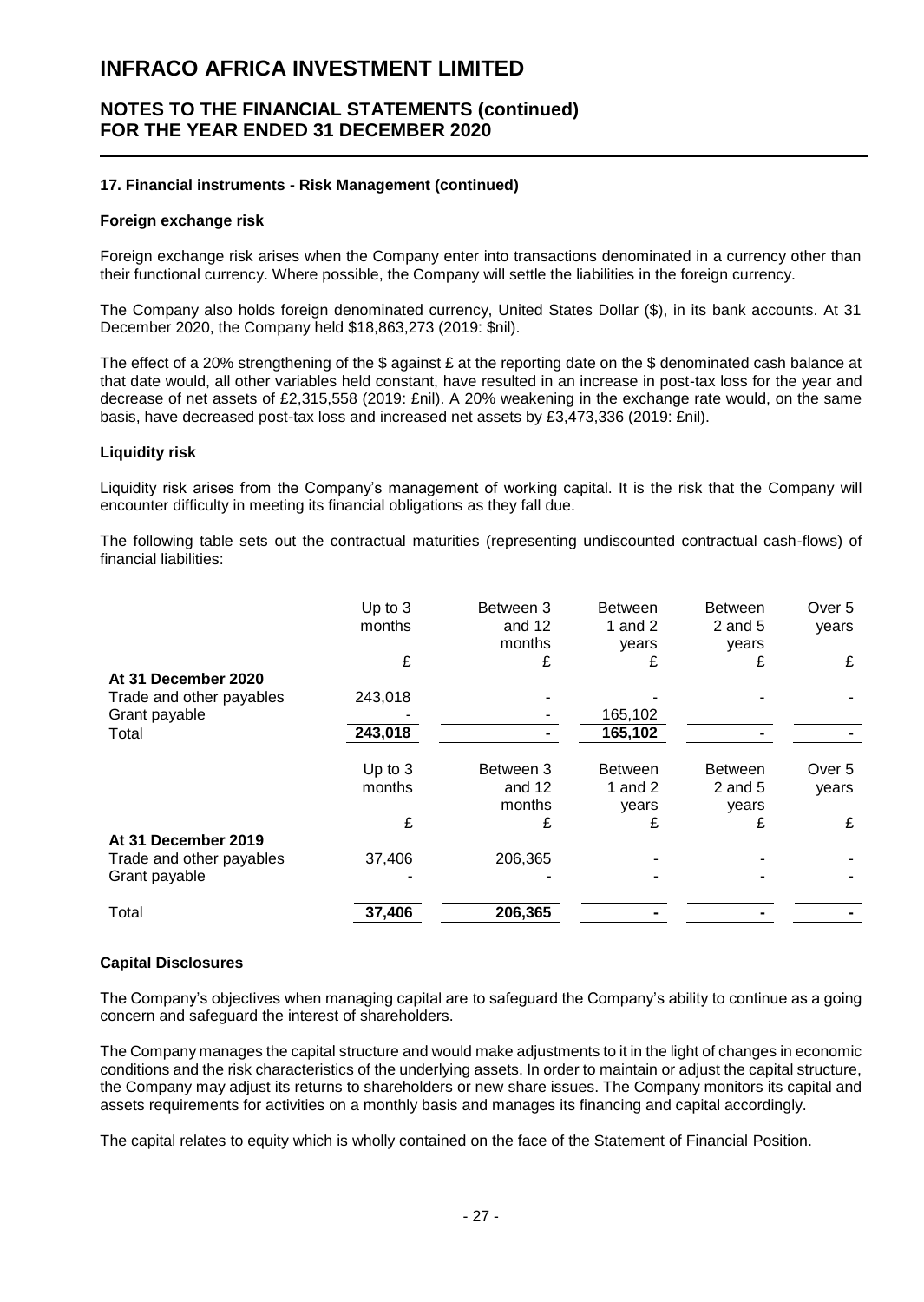# INFRACO AFRICA INVESTMENT LIMITED

## NOTES TO THE FINANCIAL STATEMENTS (continued)
## FOR THE YEAR ENDED 31 DECEMBER 2020

### 17. Financial instruments - Risk Management (continued)

#### Foreign exchange risk

Foreign exchange risk arises when the Company enter into transactions denominated in a currency other than their functional currency. Where possible, the Company will settle the liabilities in the foreign currency.

The Company also holds foreign denominated currency, United States Dollar ($), in its bank accounts. At 31 December 2020, the Company held $18,863,273 (2019: $nil).

The effect of a 20% strengthening of the $ against £ at the reporting date on the $ denominated cash balance at that date would, all other variables held constant, have resulted in an increase in post-tax loss for the year and decrease of net assets of £2,315,558 (2019: £nil). A 20% weakening in the exchange rate would, on the same basis, have decreased post-tax loss and increased net assets by £3,473,336 (2019: £nil).

#### Liquidity risk

Liquidity risk arises from the Company's management of working capital. It is the risk that the Company will encounter difficulty in meeting its financial obligations as they fall due.

The following table sets out the contractual maturities (representing undiscounted contractual cash-flows) of financial liabilities:

| | Up to 3 months | Between 3 and 12 months | Between 1 and 2 years | Between 2 and 5 years | Over 5 years |
|---|---|---|---|---|---|
| | £ | £ | £ | £ | £ |
| **At 31 December 2020** | | | | | |
| Trade and other payables | 243,018 | - | - | - | - |
| Grant payable | - | - | 165,102 | | |
| Total | **243,018** | **-** | **165,102** | **-** | **-** |

| | Up to 3 months | Between 3 and 12 months | Between 1 and 2 years | Between 2 and 5 years | Over 5 years |
|---|---|---|---|---|---|
| | £ | £ | £ | £ | £ |
| **At 31 December 2019** | | | | | |
| Trade and other payables | 37,406 | 206,365 | - | - | - |
| Grant payable | - | - | - | - | - |
| Total | **37,406** | **206,365** | **-** | **-** | **-** |

#### Capital Disclosures

The Company's objectives when managing capital are to safeguard the Company's ability to continue as a going concern and safeguard the interest of shareholders.

The Company manages the capital structure and would make adjustments to it in the light of changes in economic conditions and the risk characteristics of the underlying assets. In order to maintain or adjust the capital structure, the Company may adjust its returns to shareholders or new share issues. The Company monitors its capital and assets requirements for activities on a monthly basis and manages its financing and capital accordingly.

The capital relates to equity which is wholly contained on the face of the Statement of Financial Position.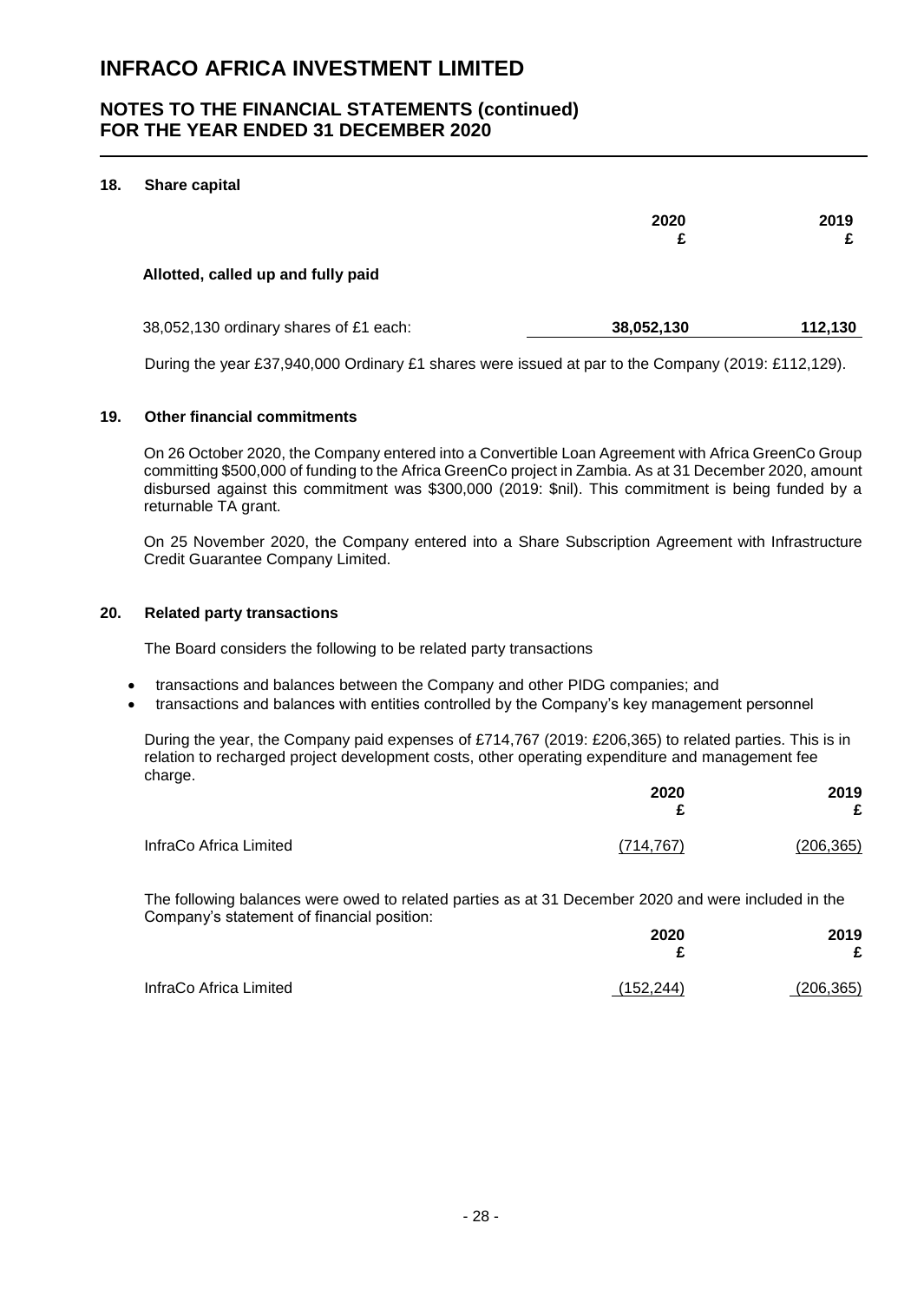# INFRACO AFRICA INVESTMENT LIMITED

## NOTES TO THE FINANCIAL STATEMENTS (continued)
## FOR THE YEAR ENDED 31 DECEMBER 2020

### 18. Share capital

| | 2020 £ | 2019 £ |
|---|---|---|
| **Allotted, called up and fully paid** | | |
| 38,052,130 ordinary shares of £1 each: | **38,052,130** | **112,130** |

During the year £37,940,000 Ordinary £1 shares were issued at par to the Company (2019: £112,129).

### 19. Other financial commitments

On 26 October 2020, the Company entered into a Convertible Loan Agreement with Africa GreenCo Group committing $500,000 of funding to the Africa GreenCo project in Zambia. As at 31 December 2020, amount disbursed against this commitment was $300,000 (2019: $nil). This commitment is being funded by a returnable TA grant.

On 25 November 2020, the Company entered into a Share Subscription Agreement with Infrastructure Credit Guarantee Company Limited.

### 20. Related party transactions

The Board considers the following to be related party transactions

- transactions and balances between the Company and other PIDG companies; and
- transactions and balances with entities controlled by the Company's key management personnel

During the year, the Company paid expenses of £714,767 (2019: £206,365) to related parties. This is in relation to recharged project development costs, other operating expenditure and management fee charge.

| | 2020 £ | 2019 £ |
|---|---|---|
| InfraCo Africa Limited | (714,767) | (206,365) |

The following balances were owed to related parties as at 31 December 2020 and were included in the Company's statement of financial position:

| | 2020 £ | 2019 £ |
|---|---|---|
| InfraCo Africa Limited | (152,244) | (206,365) |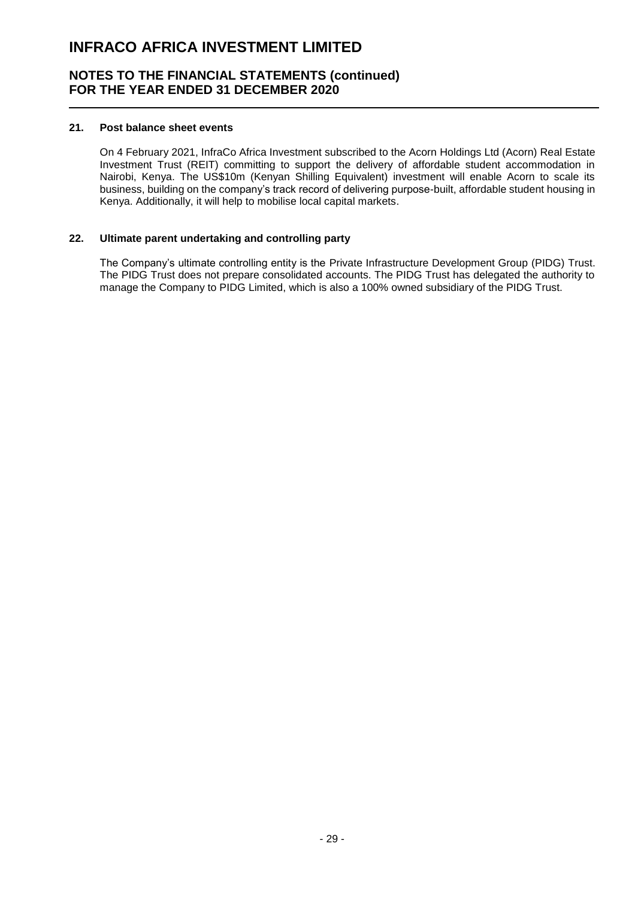## 21. Post balance sheet events

On 4 February 2021, InfraCo Africa Investment subscribed to the Acorn Holdings Ltd (Acorn) Real Estate Investment Trust (REIT) committing to support the delivery of affordable student accommodation in Nairobi, Kenya. The US$10m (Kenyan Shilling Equivalent) investment will enable Acorn to scale its business, building on the company's track record of delivering purpose-built, affordable student housing in Kenya. Additionally, it will help to mobilise local capital markets.

## 22. Ultimate parent undertaking and controlling party

The Company's ultimate controlling entity is the Private Infrastructure Development Group (PIDG) Trust. The PIDG Trust does not prepare consolidated accounts. The PIDG Trust has delegated the authority to manage the Company to PIDG Limited, which is also a 100% owned subsidiary of the PIDG Trust.